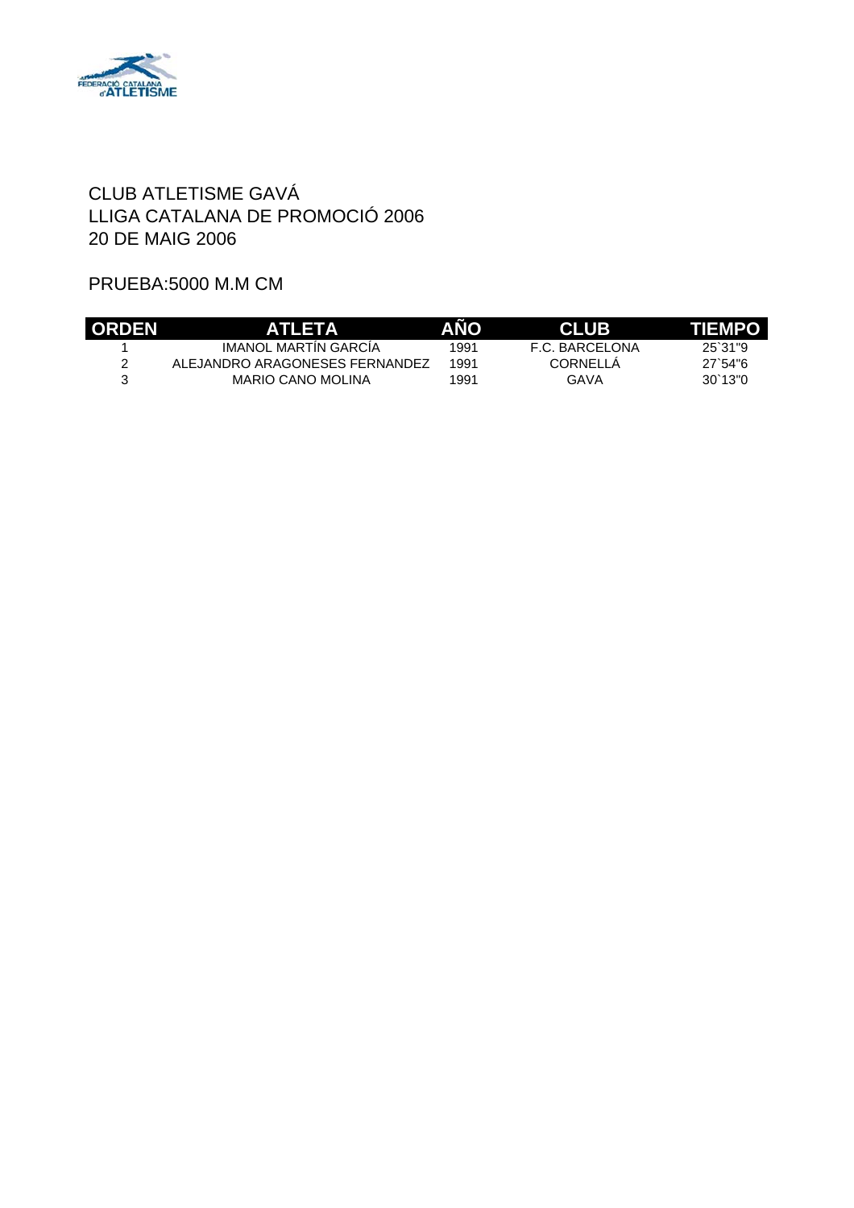CLUB ATLETISME GAVÁ
LLIGA CATALANA DE PROMOCIÓ 2006
20 DE MAIG 2006

PRUEBA:5000 M.M CM

| ORDEN | ATLETA | AÑO | CLUB | TIEMPO |
|---|---|---|---|---|
| 1 | IMANOL MARTÍN GARCÍA | 1991 | F.C. BARCELONA | 25`31"9 |
| 2 | ALEJANDRO ARAGONESES FERNANDEZ | 1991 | CORNELLÁ | 27`54"6 |
| 3 | MARIO CANO MOLINA | 1991 | GAVA | 30`13"0 |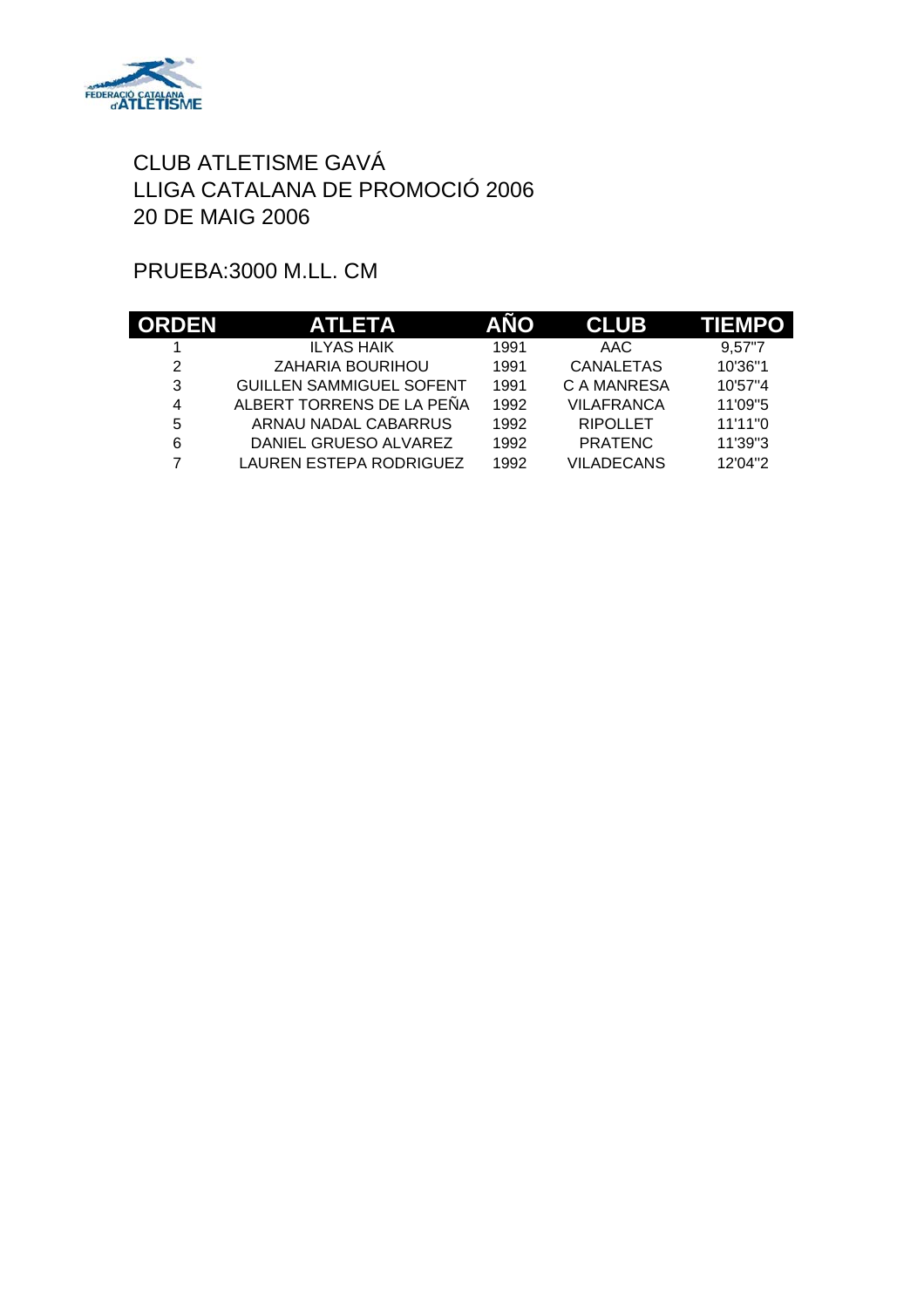CLUB ATLETISME GAVÁ
LLIGA CATALANA DE PROMOCIÓ 2006
20 DE MAIG 2006

PRUEBA:3000 M.LL. CM

| ORDEN | ATLETA | AÑO | CLUB | TIEMPO |
|---|---|---|---|---|
| 1 | ILYAS HAIK | 1991 | AAC | 9,57"7 |
| 2 | ZAHARIA BOURIHOU | 1991 | CANALETAS | 10'36"1 |
| 3 | GUILLEN SAMMIGUEL SOFENT | 1991 | C A MANRESA | 10'57"4 |
| 4 | ALBERT TORRENS DE LA PEÑA | 1992 | VILAFRANCA | 11'09"5 |
| 5 | ARNAU NADAL CABARRUS | 1992 | RIPOLLET | 11'11"0 |
| 6 | DANIEL GRUESO ALVAREZ | 1992 | PRATENC | 11'39"3 |
| 7 | LAUREN ESTEPA RODRIGUEZ | 1992 | VILADECANS | 12'04"2 |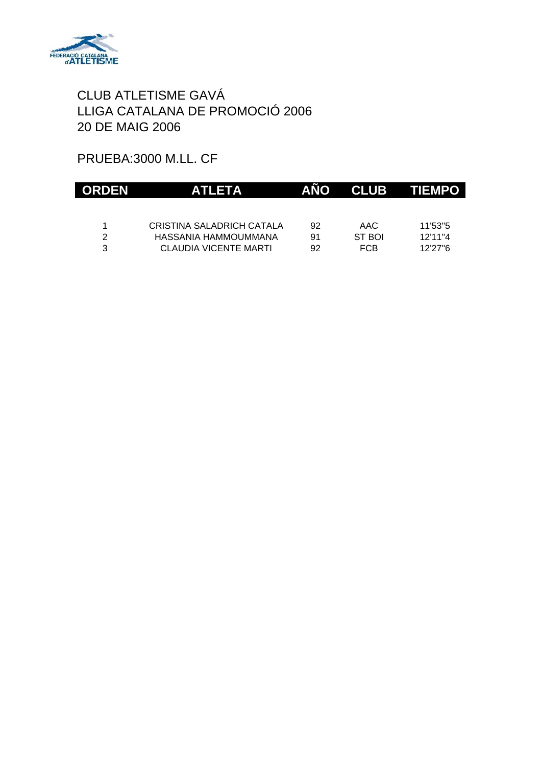CLUB ATLETISME GAVÁ
LLIGA CATALANA DE PROMOCIÓ 2006
20 DE MAIG 2006

PRUEBA:3000 M.LL. CF

| ORDEN | ATLETA | AÑO | CLUB | TIEMPO |
|---|---|---|---|---|
| 1 | CRISTINA SALADRICH CATALA | 92 | AAC | 11'53"5 |
| 2 | HASSANIA HAMMOUMMANA | 91 | ST BOI | 12'11"4 |
| 3 | CLAUDIA VICENTE MARTI | 92 | FCB | 12'27"6 |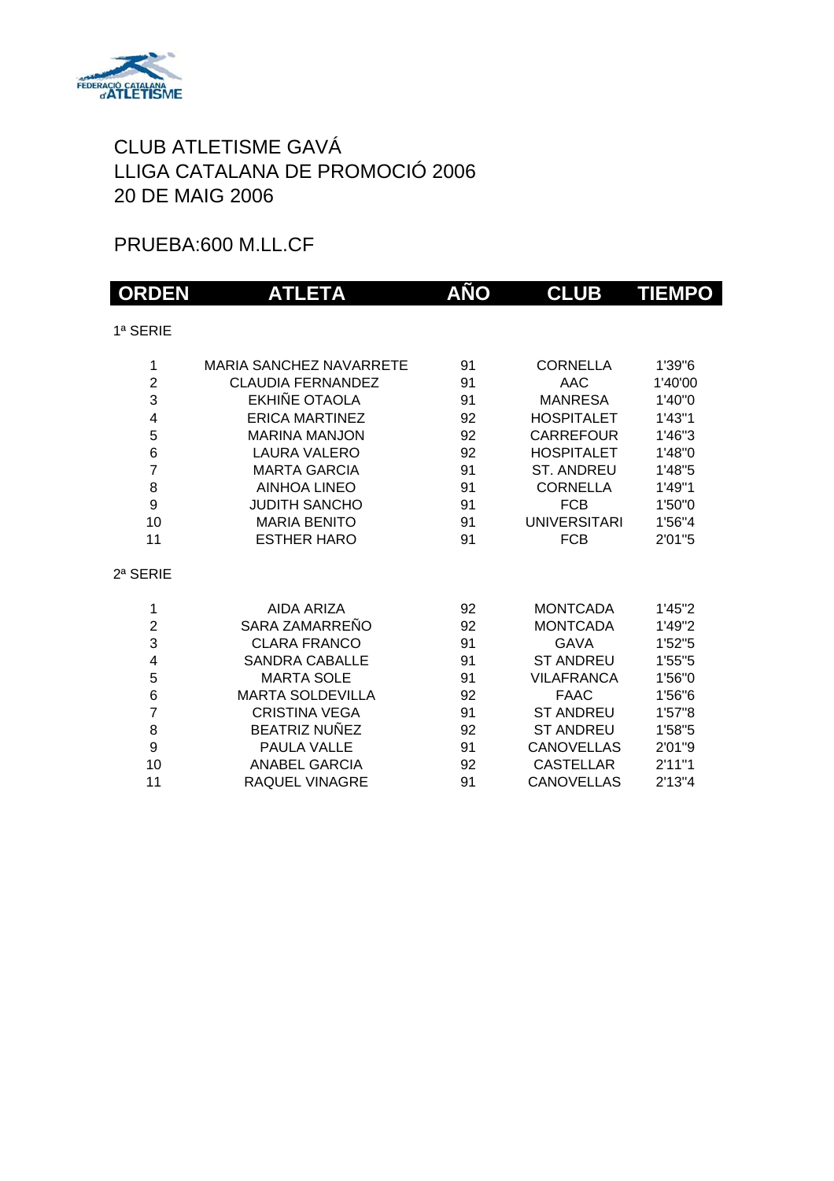CLUB ATLETISME GAVÁ
LLIGA CATALANA DE PROMOCIÓ 2006
20 DE MAIG 2006

PRUEBA:600 M.LL.CF

| ORDEN | ATLETA | AÑO | CLUB | TIEMPO |
|---|---|---|---|---|
| 1ª SERIE | | | | |
| 1 | MARIA SANCHEZ NAVARRETE | 91 | CORNELLA | 1'39"6 |
| 2 | CLAUDIA FERNANDEZ | 91 | AAC | 1'40'00 |
| 3 | EKHIÑE OTAOLA | 91 | MANRESA | 1'40"0 |
| 4 | ERICA MARTINEZ | 92 | HOSPITALET | 1'43"1 |
| 5 | MARINA MANJON | 92 | CARREFOUR | 1'46"3 |
| 6 | LAURA VALERO | 92 | HOSPITALET | 1'48"0 |
| 7 | MARTA GARCIA | 91 | ST. ANDREU | 1'48"5 |
| 8 | AINHOA LINEO | 91 | CORNELLA | 1'49"1 |
| 9 | JUDITH SANCHO | 91 | FCB | 1'50"0 |
| 10 | MARIA BENITO | 91 | UNIVERSITARI | 1'56"4 |
| 11 | ESTHER HARO | 91 | FCB | 2'01"5 |
| 2ª SERIE | | | | |
| 1 | AIDA ARIZA | 92 | MONTCADA | 1'45"2 |
| 2 | SARA ZAMARREÑO | 92 | MONTCADA | 1'49"2 |
| 3 | CLARA FRANCO | 91 | GAVA | 1'52"5 |
| 4 | SANDRA CABALLE | 91 | ST ANDREU | 1'55"5 |
| 5 | MARTA SOLE | 91 | VILAFRANCA | 1'56"0 |
| 6 | MARTA SOLDEVILLA | 92 | FAAC | 1'56"6 |
| 7 | CRISTINA VEGA | 91 | ST ANDREU | 1'57"8 |
| 8 | BEATRIZ NUÑEZ | 92 | ST ANDREU | 1'58"5 |
| 9 | PAULA VALLE | 91 | CANOVELLAS | 2'01"9 |
| 10 | ANABEL GARCIA | 92 | CASTELLAR | 2'11"1 |
| 11 | RAQUEL VINAGRE | 91 | CANOVELLAS | 2'13"4 |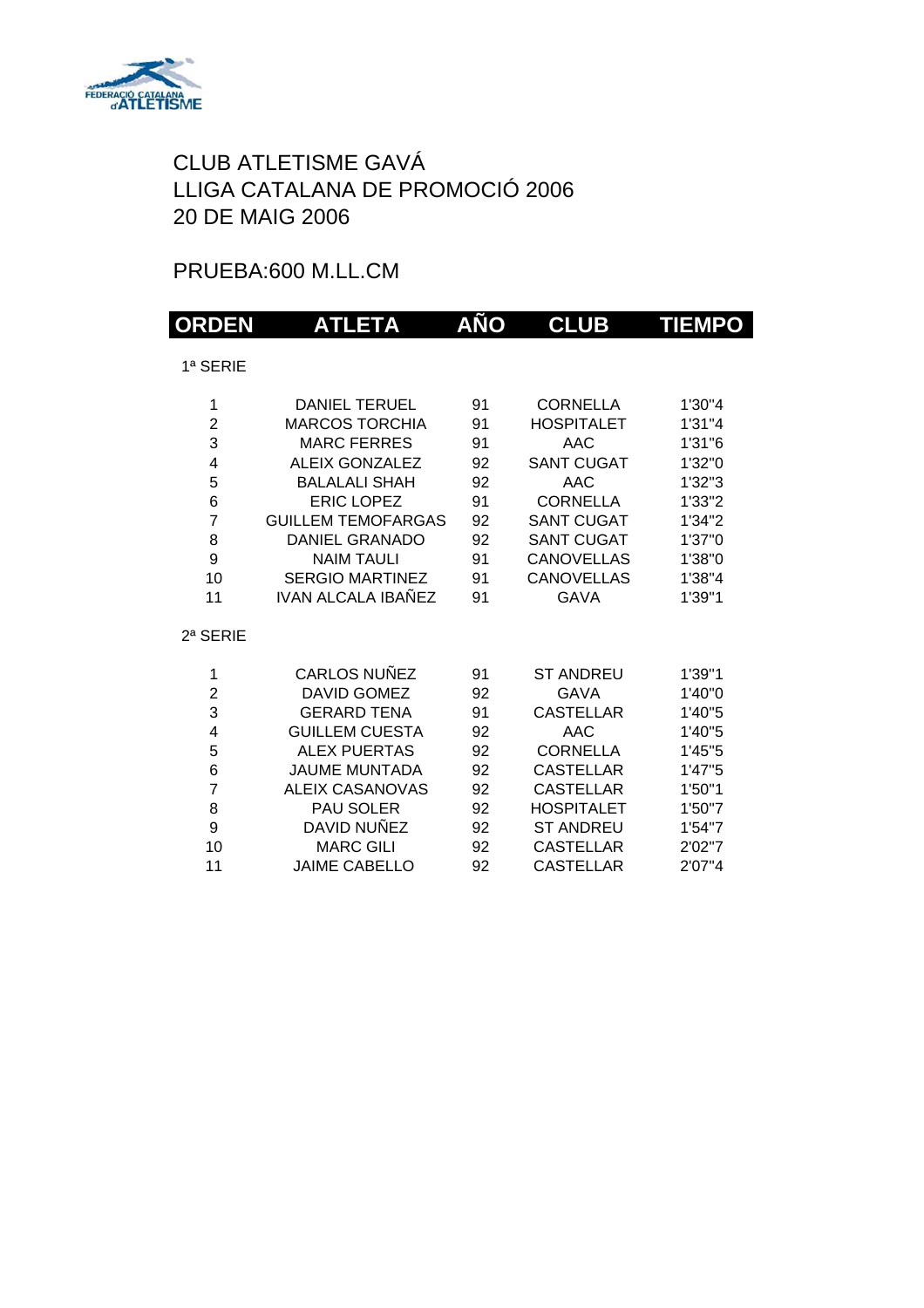CLUB ATLETISME GAVÁ
LLIGA CATALANA DE PROMOCIÓ 2006
20 DE MAIG 2006

PRUEBA:600 M.LL.CM

| ORDEN | ATLETA | AÑO | CLUB | TIEMPO |
|---|---|---|---|---|
| 1ª SERIE | | | | |
| 1 | DANIEL TERUEL | 91 | CORNELLA | 1'30"4 |
| 2 | MARCOS TORCHIA | 91 | HOSPITALET | 1'31"4 |
| 3 | MARC FERRES | 91 | AAC | 1'31"6 |
| 4 | ALEIX GONZALEZ | 92 | SANT CUGAT | 1'32"0 |
| 5 | BALALALI SHAH | 92 | AAC | 1'32"3 |
| 6 | ERIC LOPEZ | 91 | CORNELLA | 1'33"2 |
| 7 | GUILLEM TEMOFARGAS | 92 | SANT CUGAT | 1'34"2 |
| 8 | DANIEL GRANADO | 92 | SANT CUGAT | 1'37"0 |
| 9 | NAIM TAULI | 91 | CANOVELLAS | 1'38"0 |
| 10 | SERGIO MARTINEZ | 91 | CANOVELLAS | 1'38"4 |
| 11 | IVAN ALCALA IBAÑEZ | 91 | GAVA | 1'39"1 |
| 2ª SERIE | | | | |
| 1 | CARLOS NUÑEZ | 91 | ST ANDREU | 1'39"1 |
| 2 | DAVID GOMEZ | 92 | GAVA | 1'40"0 |
| 3 | GERARD TENA | 91 | CASTELLAR | 1'40"5 |
| 4 | GUILLEM CUESTA | 92 | AAC | 1'40"5 |
| 5 | ALEX PUERTAS | 92 | CORNELLA | 1'45"5 |
| 6 | JAUME MUNTADA | 92 | CASTELLAR | 1'47"5 |
| 7 | ALEIX CASANOVAS | 92 | CASTELLAR | 1'50"1 |
| 8 | PAU SOLER | 92 | HOSPITALET | 1'50"7 |
| 9 | DAVID NUÑEZ | 92 | ST ANDREU | 1'54"7 |
| 10 | MARC GILI | 92 | CASTELLAR | 2'02"7 |
| 11 | JAIME CABELLO | 92 | CASTELLAR | 2'07"4 |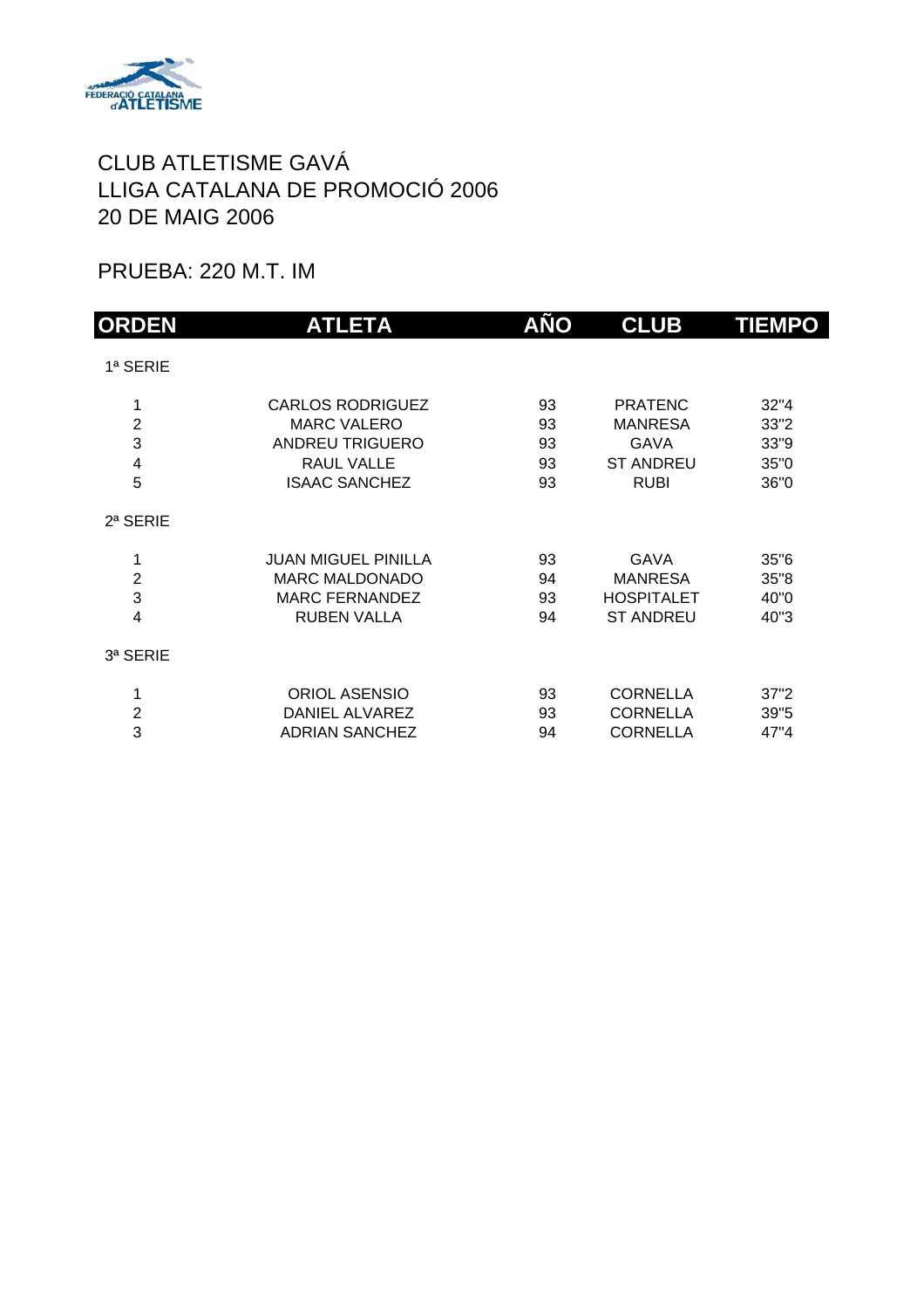CLUB ATLETISME GAVÁ
LLIGA CATALANA DE PROMOCIÓ 2006
20 DE MAIG 2006

PRUEBA: 220 M.T. IM

| ORDEN | ATLETA | AÑO | CLUB | TIEMPO |
|---|---|---|---|---|
| 1ª SERIE | | | | |
| 1 | CARLOS RODRIGUEZ | 93 | PRATENC | 32"4 |
| 2 | MARC VALERO | 93 | MANRESA | 33"2 |
| 3 | ANDREU TRIGUERO | 93 | GAVA | 33"9 |
| 4 | RAUL VALLE | 93 | ST ANDREU | 35"0 |
| 5 | ISAAC SANCHEZ | 93 | RUBI | 36"0 |
| 2ª SERIE | | | | |
| 1 | JUAN MIGUEL PINILLA | 93 | GAVA | 35"6 |
| 2 | MARC MALDONADO | 94 | MANRESA | 35"8 |
| 3 | MARC FERNANDEZ | 93 | HOSPITALET | 40"0 |
| 4 | RUBEN VALLA | 94 | ST ANDREU | 40"3 |
| 3ª SERIE | | | | |
| 1 | ORIOL ASENSIO | 93 | CORNELLA | 37"2 |
| 2 | DANIEL ALVAREZ | 93 | CORNELLA | 39"5 |
| 3 | ADRIAN SANCHEZ | 94 | CORNELLA | 47"4 |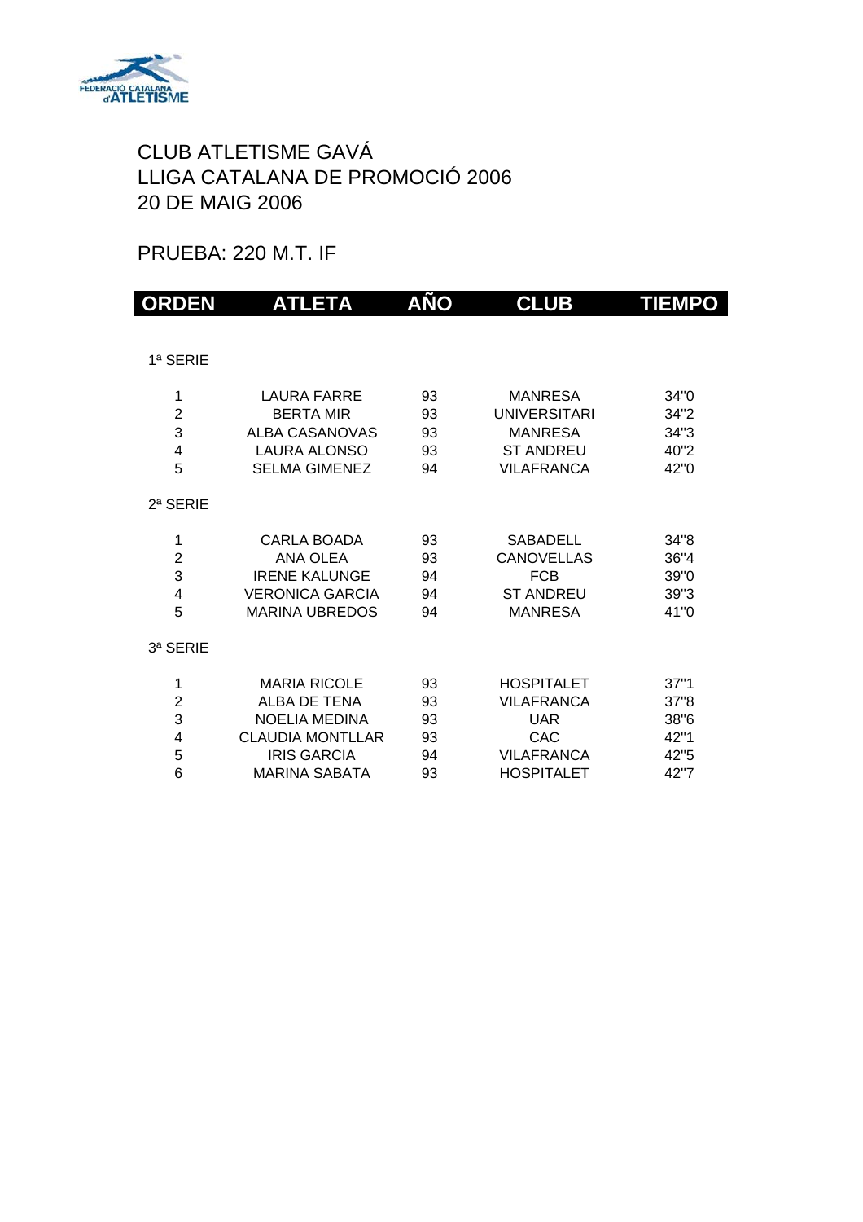CLUB ATLETISME GAVÁ
LLIGA CATALANA DE PROMOCIÓ 2006
20 DE MAIG 2006

PRUEBA: 220 M.T. IF

| ORDEN | ATLETA | AÑO | CLUB | TIEMPO |
|---|---|---|---|---|
| 1ª SERIE | | | | |
| 1 | LAURA FARRE | 93 | MANRESA | 34"0 |
| 2 | BERTA MIR | 93 | UNIVERSITARI | 34"2 |
| 3 | ALBA CASANOVAS | 93 | MANRESA | 34"3 |
| 4 | LAURA ALONSO | 93 | ST ANDREU | 40"2 |
| 5 | SELMA GIMENEZ | 94 | VILAFRANCA | 42"0 |
| 2ª SERIE | | | | |
| 1 | CARLA BOADA | 93 | SABADELL | 34"8 |
| 2 | ANA OLEA | 93 | CANOVELLAS | 36"4 |
| 3 | IRENE KALUNGE | 94 | FCB | 39"0 |
| 4 | VERONICA GARCIA | 94 | ST ANDREU | 39"3 |
| 5 | MARINA UBREDOS | 94 | MANRESA | 41"0 |
| 3ª SERIE | | | | |
| 1 | MARIA RICOLE | 93 | HOSPITALET | 37"1 |
| 2 | ALBA DE TENA | 93 | VILAFRANCA | 37"8 |
| 3 | NOELIA MEDINA | 93 | UAR | 38"6 |
| 4 | CLAUDIA MONTLLAR | 93 | CAC | 42"1 |
| 5 | IRIS GARCIA | 94 | VILAFRANCA | 42"5 |
| 6 | MARINA SABATA | 93 | HOSPITALET | 42"7 |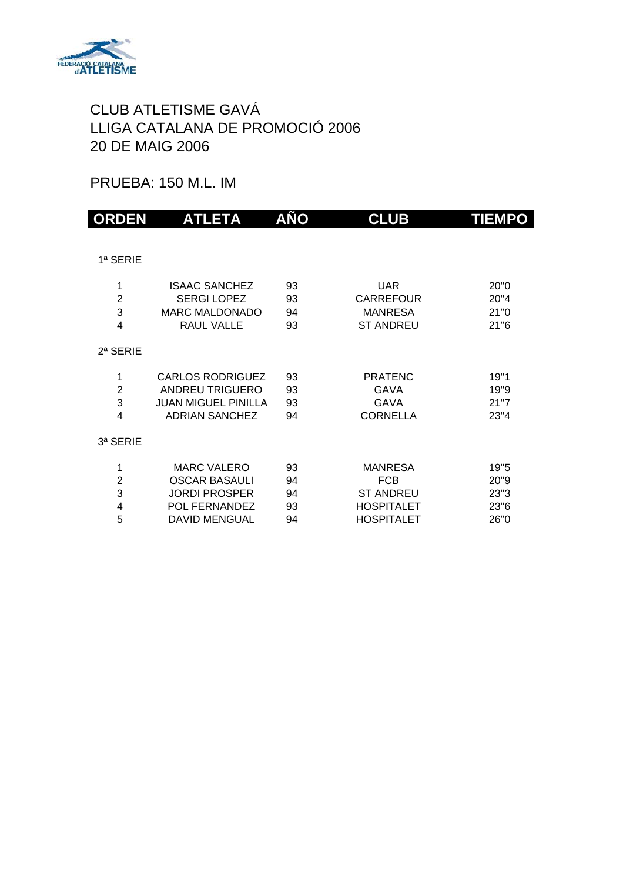CLUB ATLETISME GAVÁ
LLIGA CATALANA DE PROMOCIÓ 2006
20 DE MAIG 2006

PRUEBA: 150 M.L. IM

| ORDEN | ATLETA | AÑO | CLUB | TIEMPO |
|---|---|---|---|---|
| 1ª SERIE | | | | |
| 1 | ISAAC SANCHEZ | 93 | UAR | 20"0 |
| 2 | SERGI LOPEZ | 93 | CARREFOUR | 20"4 |
| 3 | MARC MALDONADO | 94 | MANRESA | 21"0 |
| 4 | RAUL VALLE | 93 | ST ANDREU | 21"6 |
| 2ª SERIE | | | | |
| 1 | CARLOS RODRIGUEZ | 93 | PRATENC | 19"1 |
| 2 | ANDREU TRIGUERO | 93 | GAVA | 19"9 |
| 3 | JUAN MIGUEL PINILLA | 93 | GAVA | 21"7 |
| 4 | ADRIAN SANCHEZ | 94 | CORNELLA | 23"4 |
| 3ª SERIE | | | | |
| 1 | MARC VALERO | 93 | MANRESA | 19"5 |
| 2 | OSCAR BASAULI | 94 | FCB | 20"9 |
| 3 | JORDI PROSPER | 94 | ST ANDREU | 23"3 |
| 4 | POL FERNANDEZ | 93 | HOSPITALET | 23"6 |
| 5 | DAVID MENGUAL | 94 | HOSPITALET | 26"0 |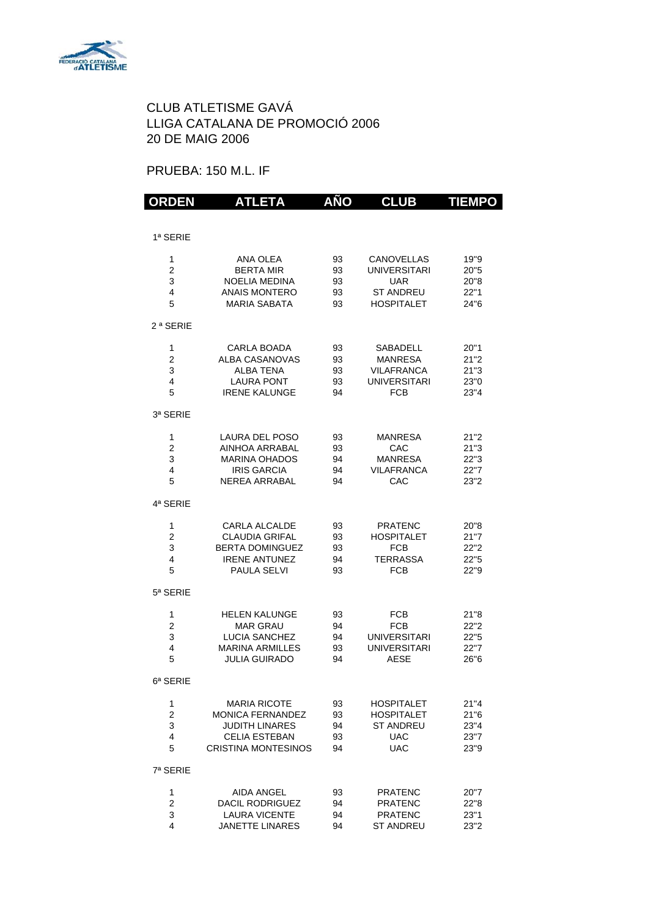CLUB ATLETISME GAVÁ
LLIGA CATALANA DE PROMOCIÓ 2006
20 DE MAIG 2006

PRUEBA: 150 M.L. IF

| ORDEN | ATLETA | AÑO | CLUB | TIEMPO |
|---|---|---|---|---|
| 1ª SERIE | | | | |
| 1 | ANA OLEA | 93 | CANOVELLAS | 19"9 |
| 2 | BERTA MIR | 93 | UNIVERSITARI | 20"5 |
| 3 | NOELIA MEDINA | 93 | UAR | 20"8 |
| 4 | ANAIS MONTERO | 93 | ST ANDREU | 22"1 |
| 5 | MARIA SABATA | 93 | HOSPITALET | 24"6 |
| 2 ª SERIE | | | | |
| 1 | CARLA BOADA | 93 | SABADELL | 20"1 |
| 2 | ALBA CASANOVAS | 93 | MANRESA | 21"2 |
| 3 | ALBA TENA | 93 | VILAFRANCA | 21"3 |
| 4 | LAURA PONT | 93 | UNIVERSITARI | 23"0 |
| 5 | IRENE KALUNGE | 94 | FCB | 23"4 |
| 3ª SERIE | | | | |
| 1 | LAURA DEL POSO | 93 | MANRESA | 21"2 |
| 2 | AINHOA ARRABAL | 93 | CAC | 21"3 |
| 3 | MARINA OHADOS | 94 | MANRESA | 22"3 |
| 4 | IRIS GARCIA | 94 | VILAFRANCA | 22"7 |
| 5 | NEREA ARRABAL | 94 | CAC | 23"2 |
| 4ª SERIE | | | | |
| 1 | CARLA ALCALDE | 93 | PRATENC | 20"8 |
| 2 | CLAUDIA GRIFAL | 93 | HOSPITALET | 21"7 |
| 3 | BERTA DOMINGUEZ | 93 | FCB | 22"2 |
| 4 | IRENE ANTUNEZ | 94 | TERRASSA | 22"5 |
| 5 | PAULA SELVI | 93 | FCB | 22"9 |
| 5ª SERIE | | | | |
| 1 | HELEN KALUNGE | 93 | FCB | 21"8 |
| 2 | MAR GRAU | 94 | FCB | 22"2 |
| 3 | LUCIA SANCHEZ | 94 | UNIVERSITARI | 22"5 |
| 4 | MARINA ARMILLES | 93 | UNIVERSITARI | 22"7 |
| 5 | JULIA GUIRADO | 94 | AESE | 26"6 |
| 6ª SERIE | | | | |
| 1 | MARIA RICOTE | 93 | HOSPITALET | 21"4 |
| 2 | MONICA FERNANDEZ | 93 | HOSPITALET | 21"6 |
| 3 | JUDITH LINARES | 94 | ST ANDREU | 23"4 |
| 4 | CELIA ESTEBAN | 93 | UAC | 23"7 |
| 5 | CRISTINA MONTESINOS | 94 | UAC | 23"9 |
| 7ª SERIE | | | | |
| 1 | AIDA ANGEL | 93 | PRATENC | 20"7 |
| 2 | DACIL RODRIGUEZ | 94 | PRATENC | 22"8 |
| 3 | LAURA VICENTE | 94 | PRATENC | 23"1 |
| 4 | JANETTE LINARES | 94 | ST ANDREU | 23"2 |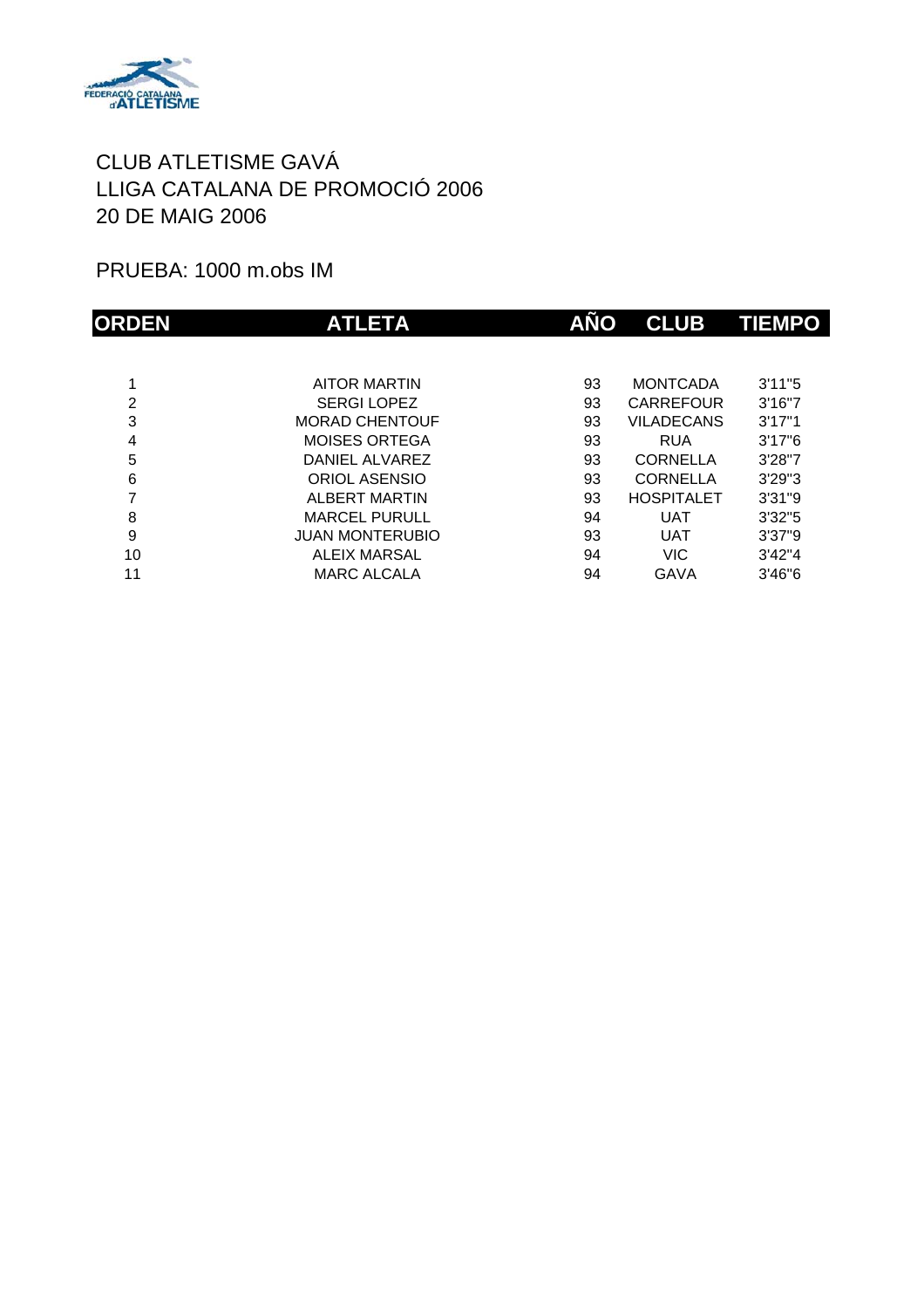CLUB ATLETISME GAVÁ
LLIGA CATALANA DE PROMOCIÓ 2006
20 DE MAIG 2006

PRUEBA: 1000 m.obs IM

| ORDEN | ATLETA | AÑO | CLUB | TIEMPO |
|---|---|---|---|---|
| 1 | AITOR MARTIN | 93 | MONTCADA | 3'11"5 |
| 2 | SERGI LOPEZ | 93 | CARREFOUR | 3'16"7 |
| 3 | MORAD CHENTOUF | 93 | VILADECANS | 3'17"1 |
| 4 | MOISES ORTEGA | 93 | RUA | 3'17"6 |
| 5 | DANIEL ALVAREZ | 93 | CORNELLA | 3'28"7 |
| 6 | ORIOL ASENSIO | 93 | CORNELLA | 3'29"3 |
| 7 | ALBERT MARTIN | 93 | HOSPITALET | 3'31"9 |
| 8 | MARCEL PURULL | 94 | UAT | 3'32"5 |
| 9 | JUAN MONTERUBIO | 93 | UAT | 3'37"9 |
| 10 | ALEIX MARSAL | 94 | VIC | 3'42"4 |
| 11 | MARC ALCALA | 94 | GAVA | 3'46"6 |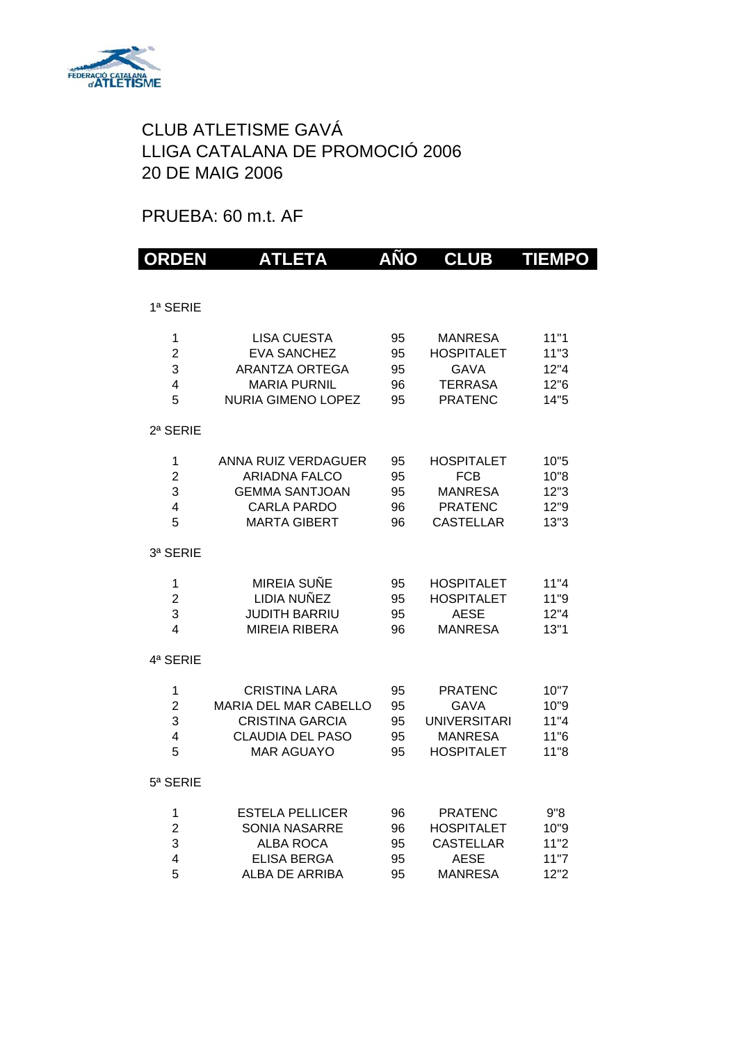CLUB ATLETISME GAVÁ
LLIGA CATALANA DE PROMOCIÓ 2006
20 DE MAIG 2006

PRUEBA: 60 m.t. AF

| ORDEN | ATLETA | AÑO | CLUB | TIEMPO |
|---|---|---|---|---|
| 1ª SERIE | | | | |
| 1 | LISA CUESTA | 95 | MANRESA | 11"1 |
| 2 | EVA SANCHEZ | 95 | HOSPITALET | 11"3 |
| 3 | ARANTZA ORTEGA | 95 | GAVA | 12"4 |
| 4 | MARIA PURNIL | 96 | TERRASA | 12"6 |
| 5 | NURIA GIMENO LOPEZ | 95 | PRATENC | 14"5 |
| 2ª SERIE | | | | |
| 1 | ANNA RUIZ VERDAGUER | 95 | HOSPITALET | 10"5 |
| 2 | ARIADNA FALCO | 95 | FCB | 10"8 |
| 3 | GEMMA SANTJOAN | 95 | MANRESA | 12"3 |
| 4 | CARLA PARDO | 96 | PRATENC | 12"9 |
| 5 | MARTA GIBERT | 96 | CASTELLAR | 13"3 |
| 3ª SERIE | | | | |
| 1 | MIREIA SUÑE | 95 | HOSPITALET | 11"4 |
| 2 | LIDIA NUÑEZ | 95 | HOSPITALET | 11"9 |
| 3 | JUDITH BARRIU | 95 | AESE | 12"4 |
| 4 | MIREIA RIBERA | 96 | MANRESA | 13"1 |
| 4ª SERIE | | | | |
| 1 | CRISTINA LARA | 95 | PRATENC | 10"7 |
| 2 | MARIA DEL MAR CABELLO | 95 | GAVA | 10"9 |
| 3 | CRISTINA GARCIA | 95 | UNIVERSITARI | 11"4 |
| 4 | CLAUDIA DEL PASO | 95 | MANRESA | 11"6 |
| 5 | MAR AGUAYO | 95 | HOSPITALET | 11"8 |
| 5ª SERIE | | | | |
| 1 | ESTELA PELLICER | 96 | PRATENC | 9"8 |
| 2 | SONIA NASARRE | 96 | HOSPITALET | 10"9 |
| 3 | ALBA ROCA | 95 | CASTELLAR | 11"2 |
| 4 | ELISA BERGA | 95 | AESE | 11"7 |
| 5 | ALBA DE ARRIBA | 95 | MANRESA | 12"2 |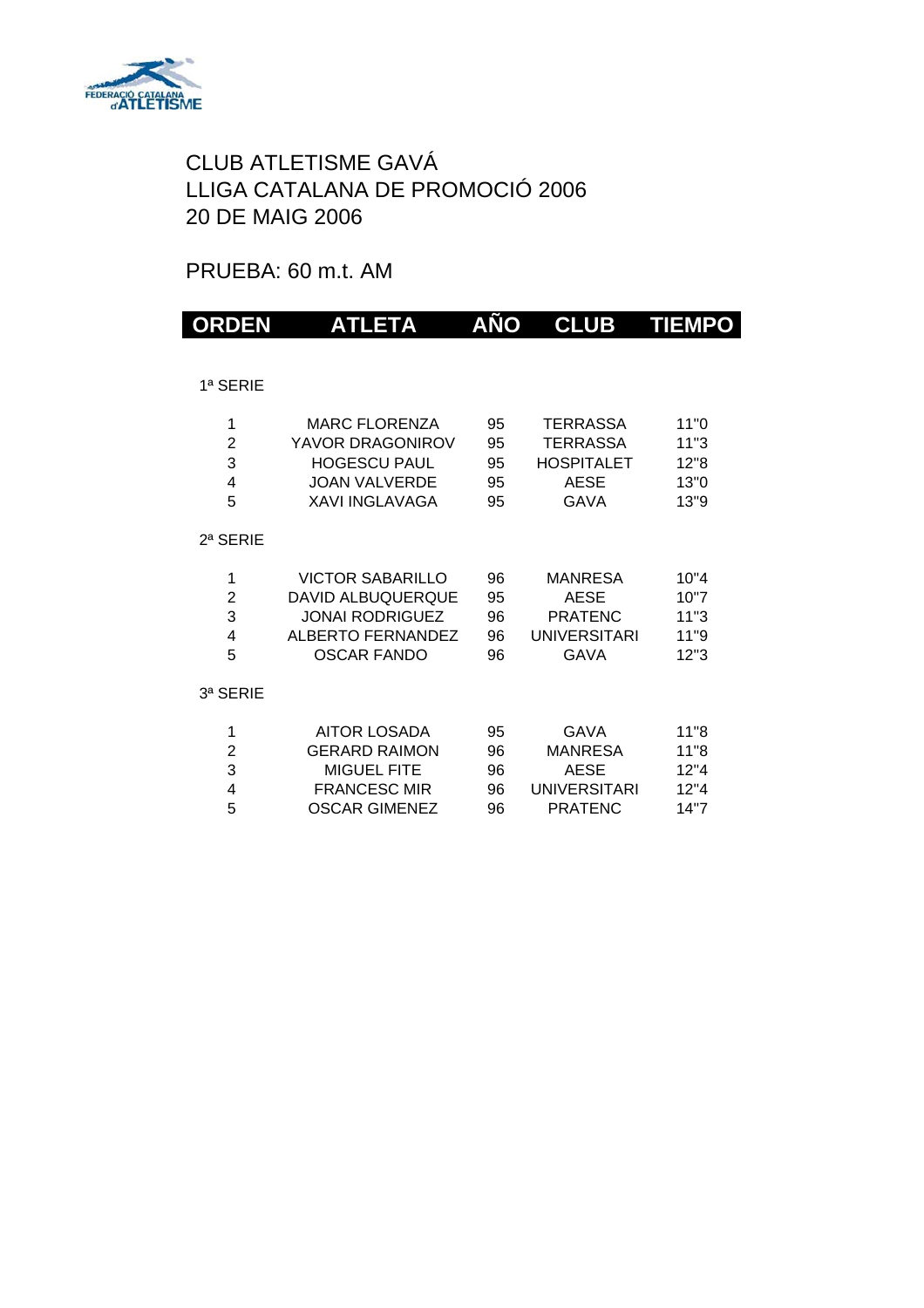CLUB ATLETISME GAVÁ
LLIGA CATALANA DE PROMOCIÓ 2006
20 DE MAIG 2006

PRUEBA: 60 m.t. AM

| ORDEN | ATLETA | AÑO | CLUB | TIEMPO |
|---|---|---|---|---|
| 1ª SERIE | | | | |
| 1 | MARC FLORENZA | 95 | TERRASSA | 11"0 |
| 2 | YAVOR DRAGONIROV | 95 | TERRASSA | 11"3 |
| 3 | HOGESCU PAUL | 95 | HOSPITALET | 12"8 |
| 4 | JOAN VALVERDE | 95 | AESE | 13"0 |
| 5 | XAVI INGLAVAGA | 95 | GAVA | 13"9 |
| 2ª SERIE | | | | |
| 1 | VICTOR SABARILLO | 96 | MANRESA | 10"4 |
| 2 | DAVID ALBUQUERQUE | 95 | AESE | 10"7 |
| 3 | JONAI RODRIGUEZ | 96 | PRATENC | 11"3 |
| 4 | ALBERTO FERNANDEZ | 96 | UNIVERSITARI | 11"9 |
| 5 | OSCAR FANDO | 96 | GAVA | 12"3 |
| 3ª SERIE | | | | |
| 1 | AITOR LOSADA | 95 | GAVA | 11"8 |
| 2 | GERARD RAIMON | 96 | MANRESA | 11"8 |
| 3 | MIGUEL FITE | 96 | AESE | 12"4 |
| 4 | FRANCESC MIR | 96 | UNIVERSITARI | 12"4 |
| 5 | OSCAR GIMENEZ | 96 | PRATENC | 14"7 |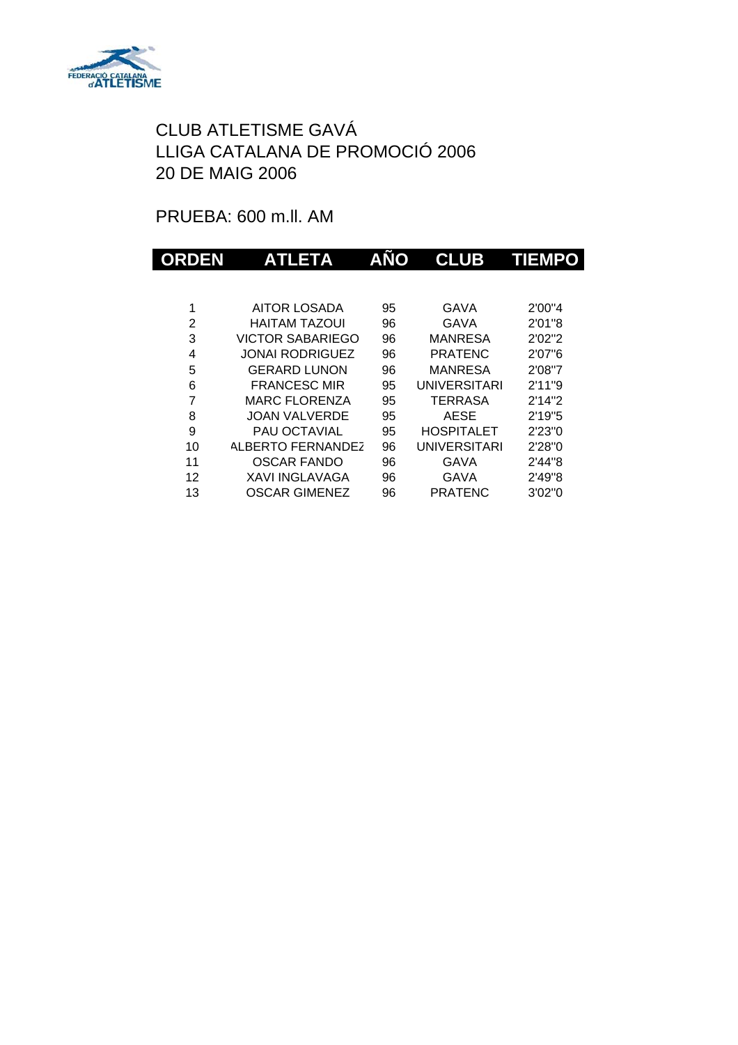CLUB ATLETISME GAVÁ
LLIGA CATALANA DE PROMOCIÓ 2006
20 DE MAIG 2006

PRUEBA: 600 m.ll. AM

| ORDEN | ATLETA | AÑO | CLUB | TIEMPO |
|---|---|---|---|---|
| 1 | AITOR LOSADA | 95 | GAVA | 2'00"4 |
| 2 | HAITAM TAZOUI | 96 | GAVA | 2'01"8 |
| 3 | VICTOR SABARIEGO | 96 | MANRESA | 2'02"2 |
| 4 | JONAI RODRIGUEZ | 96 | PRATENC | 2'07"6 |
| 5 | GERARD LUNON | 96 | MANRESA | 2'08"7 |
| 6 | FRANCESC MIR | 95 | UNIVERSITARI | 2'11"9 |
| 7 | MARC FLORENZA | 95 | TERRASA | 2'14"2 |
| 8 | JOAN VALVERDE | 95 | AESE | 2'19"5 |
| 9 | PAU OCTAVIAL | 95 | HOSPITALET | 2'23"0 |
| 10 | ALBERTO FERNANDEZ | 96 | UNIVERSITARI | 2'28"0 |
| 11 | OSCAR FANDO | 96 | GAVA | 2'44"8 |
| 12 | XAVI INGLAVAGA | 96 | GAVA | 2'49"8 |
| 13 | OSCAR GIMENEZ | 96 | PRATENC | 3'02"0 |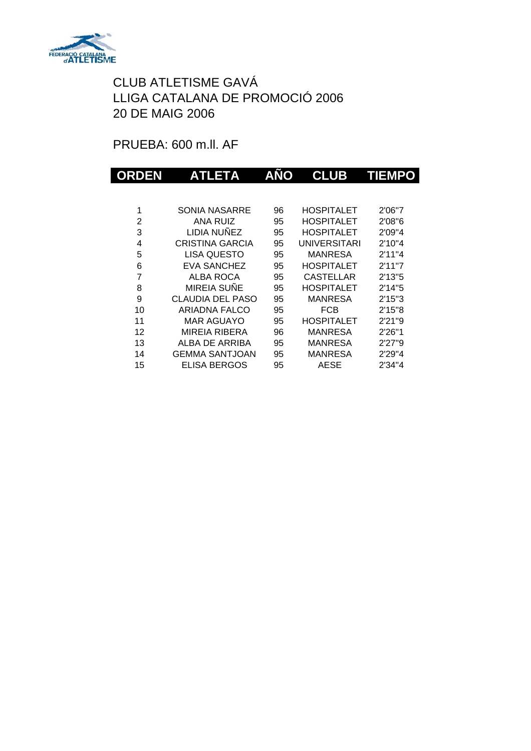FEDERACIÓ CATALANA d'ATLETISME

CLUB ATLETISME GAVÁ
LLIGA CATALANA DE PROMOCIÓ 2006
20 DE MAIG 2006

PRUEBA: 600 m.ll. AF

| ORDEN | ATLETA | AÑO | CLUB | TIEMPO |
|---|---|---|---|---|
| 1 | SONIA NASARRE | 96 | HOSPITALET | 2'06"7 |
| 2 | ANA RUIZ | 95 | HOSPITALET | 2'08"6 |
| 3 | LIDIA NUÑEZ | 95 | HOSPITALET | 2'09"4 |
| 4 | CRISTINA GARCIA | 95 | UNIVERSITARI | 2'10"4 |
| 5 | LISA QUESTO | 95 | MANRESA | 2'11"4 |
| 6 | EVA SANCHEZ | 95 | HOSPITALET | 2'11"7 |
| 7 | ALBA ROCA | 95 | CASTELLAR | 2'13"5 |
| 8 | MIREIA SUÑE | 95 | HOSPITALET | 2'14"5 |
| 9 | CLAUDIA DEL PASO | 95 | MANRESA | 2'15"3 |
| 10 | ARIADNA FALCO | 95 | FCB | 2'15"8 |
| 11 | MAR AGUAYO | 95 | HOSPITALET | 2'21"9 |
| 12 | MIREIA RIBERA | 96 | MANRESA | 2'26"1 |
| 13 | ALBA DE ARRIBA | 95 | MANRESA | 2'27"9 |
| 14 | GEMMA SANTJOAN | 95 | MANRESA | 2'29"4 |
| 15 | ELISA BERGOS | 95 | AESE | 2'34"4 |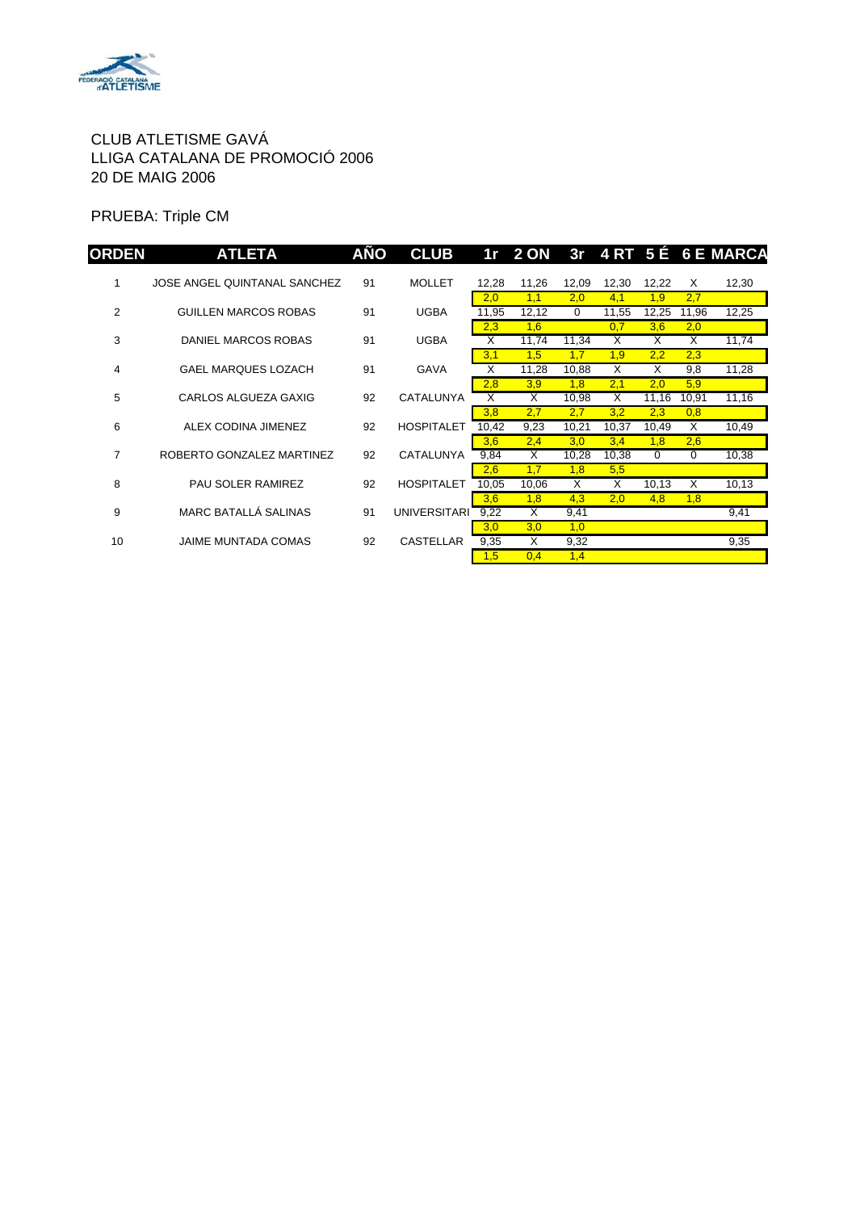CLUB ATLETISME GAVÁ
LLIGA CATALANA DE PROMOCIÓ 2006
20 DE MAIG 2006

PRUEBA: Triple CM

| ORDEN | ATLETA | AÑO | CLUB | 1r | 2 ON | 3r | 4 RT | 5 É | 6 E | MARCA |
|---|---|---|---|---|---|---|---|---|---|---|
| 1 | JOSE ANGEL QUINTANAL SANCHEZ | 91 | MOLLET | 12,28 | 11,26 | 12,09 | 12,30 | 12,22 | X | 12,30 |
| | | | | 2,0 | 1,1 | 2,0 | 4,1 | 1,9 | 2,7 | |
| 2 | GUILLEN MARCOS ROBAS | 91 | UGBA | 11,95 | 12,12 | 0 | 11,55 | 12,25 | 11,96 | 12,25 |
| | | | | 2,3 | 1,6 | | 0,7 | 3,6 | 2,0 | |
| 3 | DANIEL MARCOS ROBAS | 91 | UGBA | X | 11,74 | 11,34 | X | X | X | 11,74 |
| | | | | 3,1 | 1,5 | 1,7 | 1,9 | 2,2 | 2,3 | |
| 4 | GAEL MARQUES LOZACH | 91 | GAVA | X | 11,28 | 10,88 | X | X | 9,8 | 11,28 |
| | | | | 2,8 | 3,9 | 1,8 | 2,1 | 2,0 | 5,9 | |
| 5 | CARLOS ALGUEZA GAXIG | 92 | CATALUNYA | X | X | 10,98 | X | 11,16 | 10,91 | 11,16 |
| | | | | 3,8 | 2,7 | 2,7 | 3,2 | 2,3 | 0,8 | |
| 6 | ALEX CODINA JIMENEZ | 92 | HOSPITALET | 10,42 | 9,23 | 10,21 | 10,37 | 10,49 | X | 10,49 |
| | | | | 3,6 | 2,4 | 3,0 | 3,4 | 1,8 | 2,6 | |
| 7 | ROBERTO GONZALEZ MARTINEZ | 92 | CATALUNYA | 9,84 | X | 10,28 | 10,38 | 0 | 0 | 10,38 |
| | | | | 2,6 | 1,7 | 1,8 | 5,5 | | | |
| 8 | PAU SOLER RAMIREZ | 92 | HOSPITALET | 10,05 | 10,06 | X | X | 10,13 | X | 10,13 |
| | | | | 3,6 | 1,8 | 4,3 | 2,0 | 4,8 | 1,8 | |
| 9 | MARC BATALLÁ SALINAS | 91 | UNIVERSITARI | 9,22 | X | 9,41 | | | | 9,41 |
| | | | | 3,0 | 3,0 | 1,0 | | | | |
| 10 | JAIME MUNTADA COMAS | 92 | CASTELLAR | 9,35 | X | 9,32 | | | | 9,35 |
| | | | | 1,5 | 0,4 | 1,4 | | | | |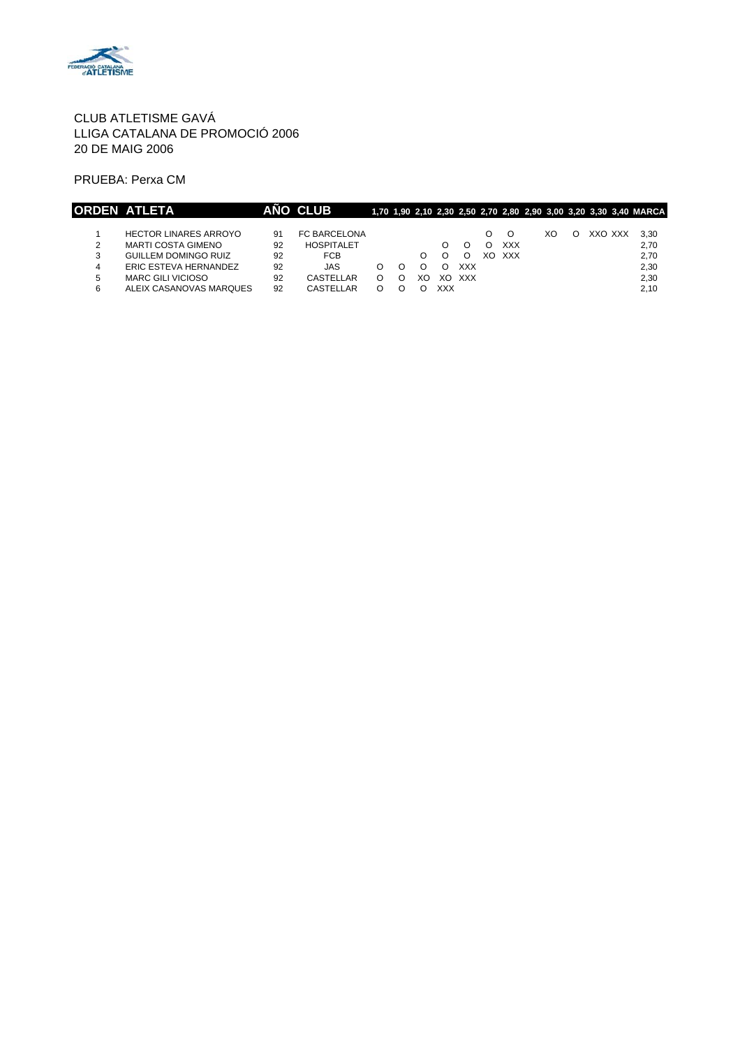CLUB ATLETISME GAVÁ
LLIGA CATALANA DE PROMOCIÓ 2006
20 DE MAIG 2006

PRUEBA: Perxa CM

| ORDEN | ATLETA | AÑO | CLUB | 1,70 | 1,90 | 2,10 | 2,30 | 2,50 | 2,70 | 2,80 | 2,90 | 3,00 | 3,20 | 3,30 | 3,40 | MARCA |
|---|---|---|---|---|---|---|---|---|---|---|---|---|---|---|---|---|
| 1 | HECTOR LINARES ARROYO | 91 | FC BARCELONA | | | | | | O | O | | XO | O | XXO | XXX | 3,30 |
| 2 | MARTI COSTA GIMENO | 92 | HOSPITALET | | | | O | O | O | XXX | | | | | | 2,70 |
| 3 | GUILLEM DOMINGO RUIZ | 92 | FCB | | | O | O | O | XO | XXX | | | | | | 2,70 |
| 4 | ERIC ESTEVA HERNANDEZ | 92 | JAS | O | O | O | O | XXX | | | | | | | | 2,30 |
| 5 | MARC GILI VICIOSO | 92 | CASTELLAR | O | O | XO | XO | XXX | | | | | | | | 2,30 |
| 6 | ALEIX CASANOVAS MARQUES | 92 | CASTELLAR | O | O | O | XXX | | | | | | | | | 2,10 |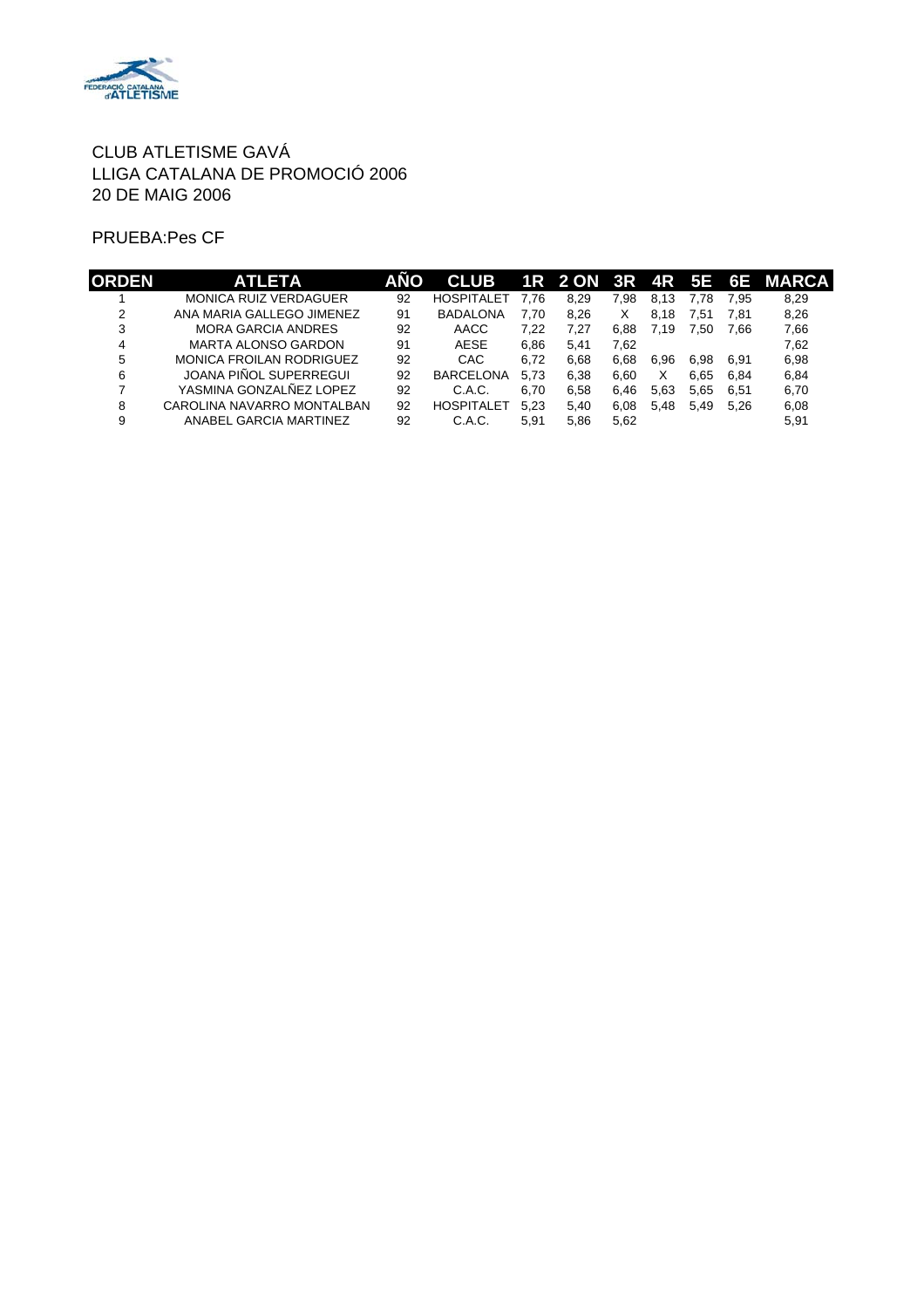CLUB ATLETISME GAVÁ
LLIGA CATALANA DE PROMOCIÓ 2006
20 DE MAIG 2006

PRUEBA:Pes CF

| ORDEN | ATLETA | AÑO | CLUB | 1R | 2 ON | 3R | 4R | 5E | 6E | MARCA |
|---|---|---|---|---|---|---|---|---|---|---|
| 1 | MONICA RUIZ VERDAGUER | 92 | HOSPITALET | 7,76 | 8,29 | 7,98 | 8,13 | 7,78 | 7,95 | 8,29 |
| 2 | ANA MARIA GALLEGO JIMENEZ | 91 | BADALONA | 7,70 | 8,26 | X | 8,18 | 7,51 | 7,81 | 8,26 |
| 3 | MORA GARCIA ANDRES | 92 | AACC | 7,22 | 7,27 | 6,88 | 7,19 | 7,50 | 7,66 | 7,66 |
| 4 | MARTA ALONSO GARDON | 91 | AESE | 6,86 | 5,41 | 7,62 | | | | 7,62 |
| 5 | MONICA FROILAN RODRIGUEZ | 92 | CAC | 6,72 | 6,68 | 6,68 | 6,96 | 6,98 | 6,91 | 6,98 |
| 6 | JOANA PIÑOL SUPERREGUI | 92 | BARCELONA | 5,73 | 6,38 | 6,60 | X | 6,65 | 6,84 | 6,84 |
| 7 | YASMINA GONZALÑEZ LOPEZ | 92 | C.A.C. | 6,70 | 6,58 | 6,46 | 5,63 | 5,65 | 6,51 | 6,70 |
| 8 | CAROLINA NAVARRO MONTALBAN | 92 | HOSPITALET | 5,23 | 5,40 | 6,08 | 5,48 | 5,49 | 5,26 | 6,08 |
| 9 | ANABEL GARCIA MARTINEZ | 92 | C.A.C. | 5,91 | 5,86 | 5,62 | | | | 5,91 |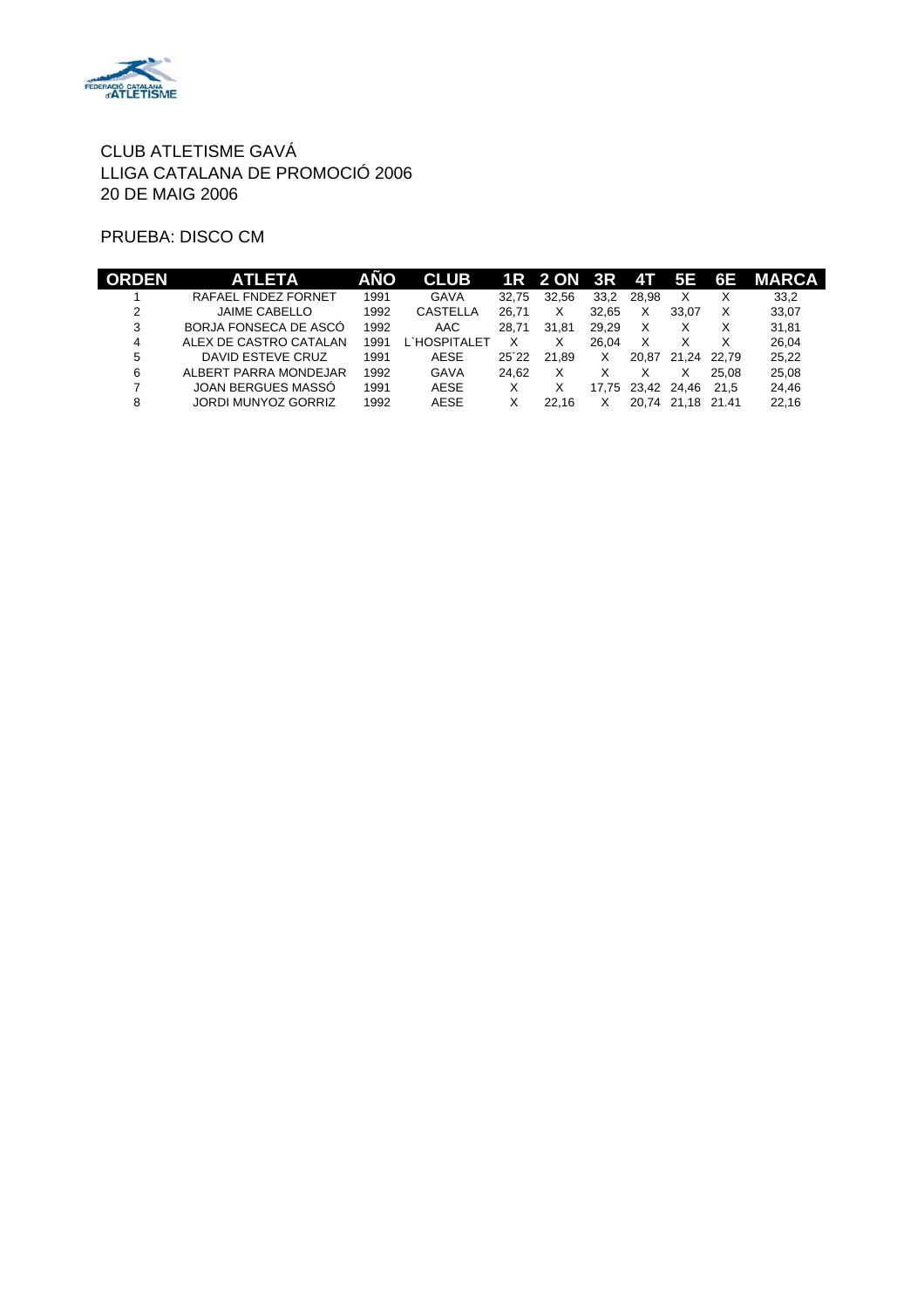CLUB ATLETISME GAVÁ
LLIGA CATALANA DE PROMOCIÓ 2006
20 DE MAIG 2006

PRUEBA: DISCO CM

| ORDEN | ATLETA | AÑO | CLUB | 1R | 2 ON | 3R | 4T | 5E | 6E | MARCA |
|---|---|---|---|---|---|---|---|---|---|---|
| 1 | RAFAEL FNDEZ FORNET | 1991 | GAVA | 32,75 | 32,56 | 33,2 | 28,98 | X | X | 33,2 |
| 2 | JAIME CABELLO | 1992 | CASTELLA | 26,71 | X | 32,65 | X | 33,07 | X | 33,07 |
| 3 | BORJA FONSECA DE ASCÓ | 1992 | AAC | 28,71 | 31,81 | 29,29 | X | X | X | 31,81 |
| 4 | ALEX DE CASTRO CATALAN | 1991 | L`HOSPITALET | X | X | 26,04 | X | X | X | 26,04 |
| 5 | DAVID ESTEVE CRUZ | 1991 | AESE | 25´22 | 21,89 | X | 20,87 | 21,24 | 22,79 | 25,22 |
| 6 | ALBERT PARRA MONDEJAR | 1992 | GAVA | 24,62 | X | X | X | X | 25,08 | 25,08 |
| 7 | JOAN BERGUES MASSÓ | 1991 | AESE | X | X | 17,75 | 23,42 | 24,46 | 21,5 | 24,46 |
| 8 | JORDI MUNYOZ GORRIZ | 1992 | AESE | X | 22,16 | X | 20,74 | 21,18 | 21.41 | 22,16 |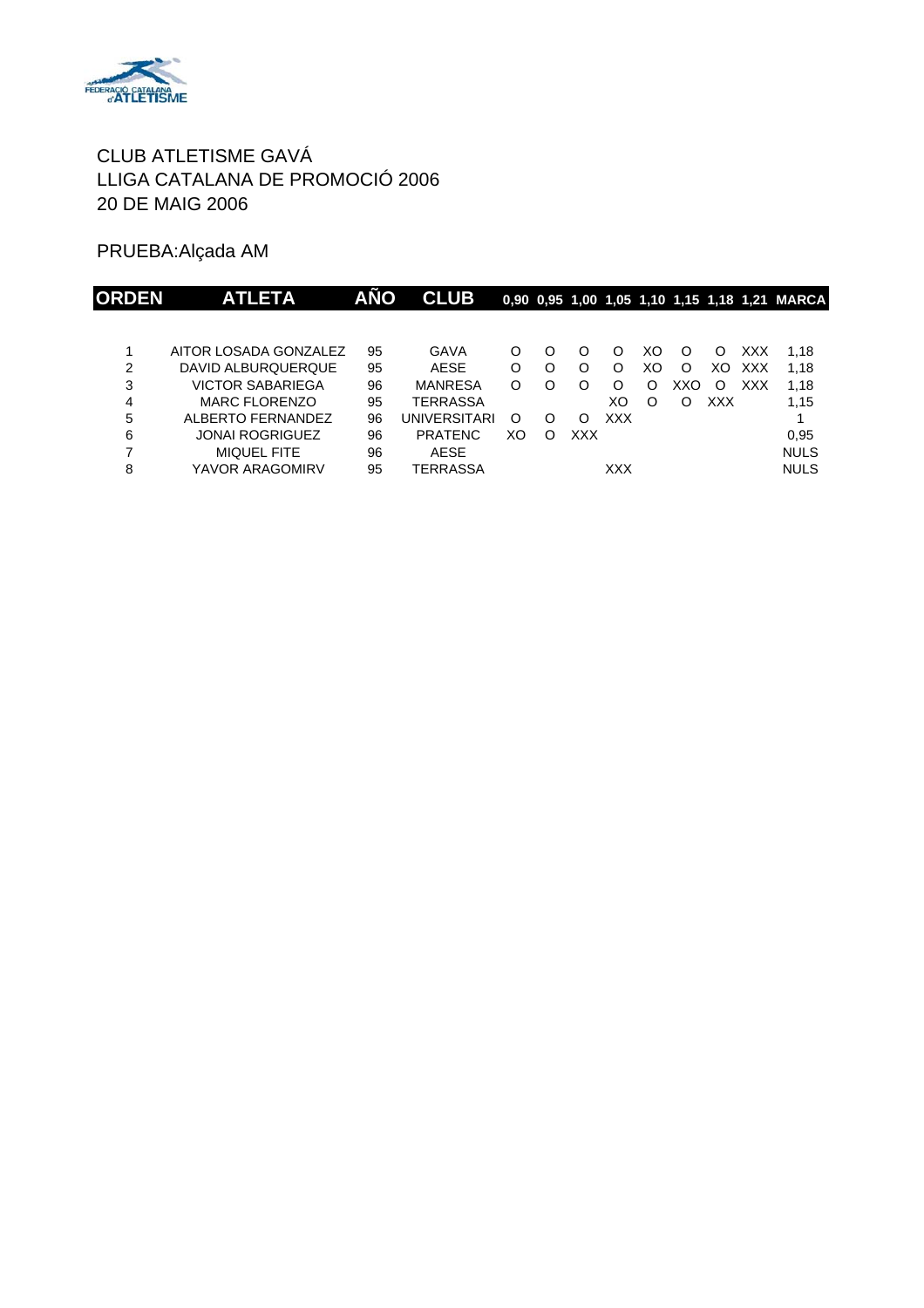CLUB ATLETISME GAVÁ
LLIGA CATALANA DE PROMOCIÓ 2006
20 DE MAIG 2006

PRUEBA:Alçada AM

| ORDEN | ATLETA | AÑO | CLUB | 0,90 | 0,95 | 1,00 | 1,05 | 1,10 | 1,15 | 1,18 | 1,21 | MARCA |
|---|---|---|---|---|---|---|---|---|---|---|---|---|
| 1 | AITOR LOSADA GONZALEZ | 95 | GAVA | O | O | O | O | XO | O | O | XXX | 1,18 |
| 2 | DAVID ALBURQUERQUE | 95 | AESE | O | O | O | O | XO | O | XO | XXX | 1,18 |
| 3 | VICTOR SABARIEGA | 96 | MANRESA | O | O | O | O | O | XXO | O | XXX | 1,18 |
| 4 | MARC FLORENZO | 95 | TERRASSA | | | | XO | O | O | XXX | | 1,15 |
| 5 | ALBERTO FERNANDEZ | 96 | UNIVERSITARI | O | O | O | XXX | | | | | 1 |
| 6 | JONAI ROGRIGUEZ | 96 | PRATENC | XO | O | XXX | | | | | | 0,95 |
| 7 | MIQUEL FITE | 96 | AESE | | | | | | | | | NULS |
| 8 | YAVOR ARAGOMIRV | 95 | TERRASSA | | | | XXX | | | | | NULS |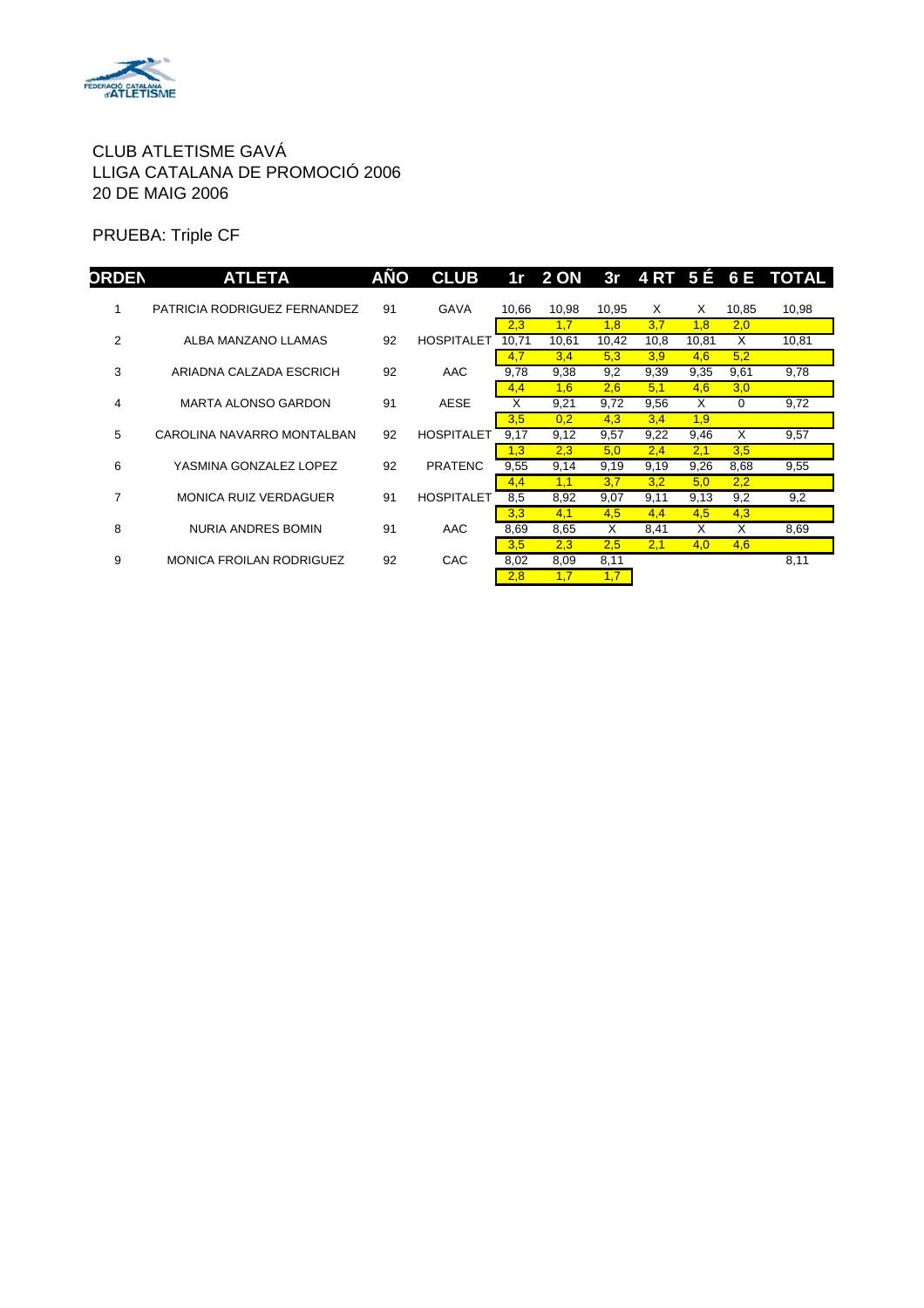CLUB ATLETISME GAVÁ
LLIGA CATALANA DE PROMOCIÓ 2006
20 DE MAIG 2006

PRUEBA: Triple CF

| ORDEN | ATLETA | AÑO | CLUB | 1r | 2 ON | 3r | 4 RT | 5 É | 6 E | TOTAL |
|---|---|---|---|---|---|---|---|---|---|---|
| 1 | PATRICIA RODRIGUEZ FERNANDEZ | 91 | GAVA | 10,66 | 10,98 | 10,95 | X | X | 10,85 | 10,98 |
| | | | | 2,3 | 1,7 | 1,8 | 3,7 | 1,8 | 2,0 | |
| 2 | ALBA MANZANO LLAMAS | 92 | HOSPITALET | 10,71 | 10,61 | 10,42 | 10,8 | 10,81 | X | 10,81 |
| | | | | 4,7 | 3,4 | 5,3 | 3,9 | 4,6 | 5,2 | |
| 3 | ARIADNA CALZADA ESCRICH | 92 | AAC | 9,78 | 9,38 | 9,2 | 9,39 | 9,35 | 9,61 | 9,78 |
| | | | | 4,4 | 1,6 | 2,6 | 5,1 | 4,6 | 3,0 | |
| 4 | MARTA ALONSO GARDON | 91 | AESE | X | 9,21 | 9,72 | 9,56 | X | 0 | 9,72 |
| | | | | 3,5 | 0,2 | 4,3 | 3,4 | 1,9 | | |
| 5 | CAROLINA NAVARRO MONTALBAN | 92 | HOSPITALET | 9,17 | 9,12 | 9,57 | 9,22 | 9,46 | X | 9,57 |
| | | | | 1,3 | 2,3 | 5,0 | 2,4 | 2,1 | 3,5 | |
| 6 | YASMINA GONZALEZ LOPEZ | 92 | PRATENC | 9,55 | 9,14 | 9,19 | 9,19 | 9,26 | 8,68 | 9,55 |
| | | | | 4,4 | 1,1 | 3,7 | 3,2 | 5,0 | 2,2 | |
| 7 | MONICA RUIZ VERDAGUER | 91 | HOSPITALET | 8,5 | 8,92 | 9,07 | 9,11 | 9,13 | 9,2 | 9,2 |
| | | | | 3,3 | 4,1 | 4,5 | 4,4 | 4,5 | 4,3 | |
| 8 | NURIA ANDRES BOMIN | 91 | AAC | 8,69 | 8,65 | X | 8,41 | X | X | 8,69 |
| | | | | 3,5 | 2,3 | 2,5 | 2,1 | 4,0 | 4,6 | |
| 9 | MONICA FROILAN RODRIGUEZ | 92 | CAC | 8,02 | 8,09 | 8,11 | | | | 8,11 |
| | | | | 2,8 | 1,7 | 1,7 | | | | |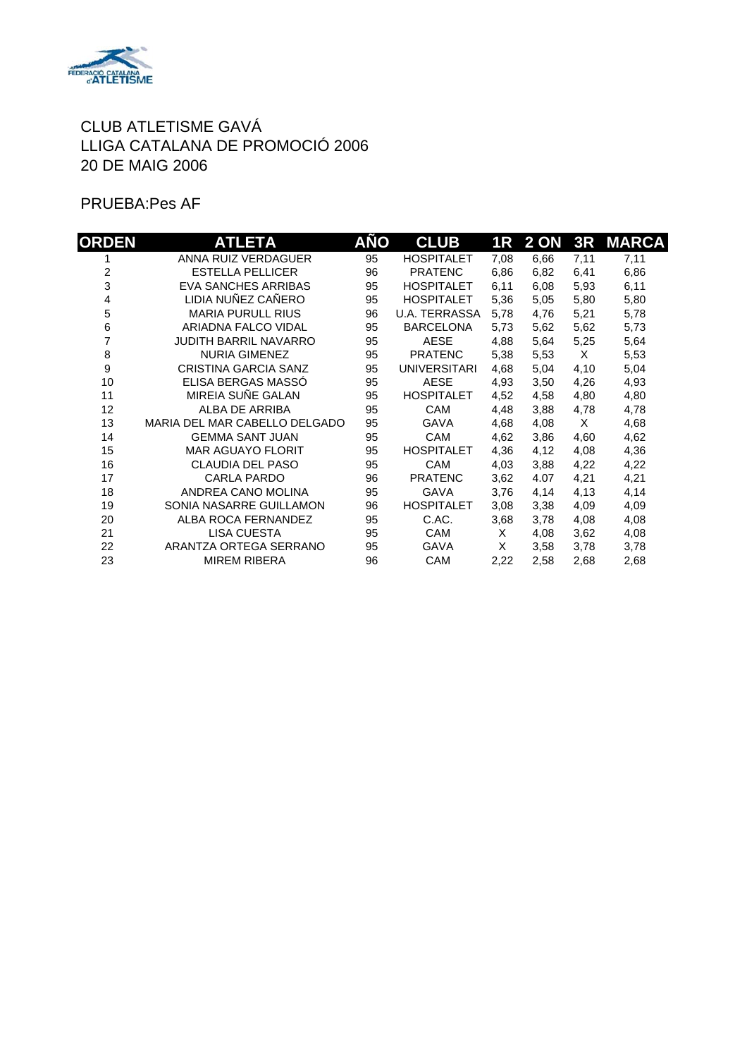CLUB ATLETISME GAVÁ
LLIGA CATALANA DE PROMOCIÓ 2006
20 DE MAIG 2006

PRUEBA:Pes AF

| ORDEN | ATLETA | AÑO | CLUB | 1R | 2 ON | 3R | MARCA |
|---|---|---|---|---|---|---|---|
| 1 | ANNA RUIZ VERDAGUER | 95 | HOSPITALET | 7,08 | 6,66 | 7,11 | 7,11 |
| 2 | ESTELLA PELLICER | 96 | PRATENC | 6,86 | 6,82 | 6,41 | 6,86 |
| 3 | EVA SANCHES ARRIBAS | 95 | HOSPITALET | 6,11 | 6,08 | 5,93 | 6,11 |
| 4 | LIDIA NUÑEZ CAÑERO | 95 | HOSPITALET | 5,36 | 5,05 | 5,80 | 5,80 |
| 5 | MARIA PURULL RIUS | 96 | U.A. TERRASSA | 5,78 | 4,76 | 5,21 | 5,78 |
| 6 | ARIADNA FALCO VIDAL | 95 | BARCELONA | 5,73 | 5,62 | 5,62 | 5,73 |
| 7 | JUDITH BARRIL NAVARRO | 95 | AESE | 4,88 | 5,64 | 5,25 | 5,64 |
| 8 | NURIA GIMENEZ | 95 | PRATENC | 5,38 | 5,53 | X | 5,53 |
| 9 | CRISTINA GARCIA SANZ | 95 | UNIVERSITARI | 4,68 | 5,04 | 4,10 | 5,04 |
| 10 | ELISA BERGAS MASSÓ | 95 | AESE | 4,93 | 3,50 | 4,26 | 4,93 |
| 11 | MIREIA SUÑE GALAN | 95 | HOSPITALET | 4,52 | 4,58 | 4,80 | 4,80 |
| 12 | ALBA DE ARRIBA | 95 | CAM | 4,48 | 3,88 | 4,78 | 4,78 |
| 13 | MARIA DEL MAR CABELLO DELGADO | 95 | GAVA | 4,68 | 4,08 | X | 4,68 |
| 14 | GEMMA SANT JUAN | 95 | CAM | 4,62 | 3,86 | 4,60 | 4,62 |
| 15 | MAR AGUAYO FLORIT | 95 | HOSPITALET | 4,36 | 4,12 | 4,08 | 4,36 |
| 16 | CLAUDIA DEL PASO | 95 | CAM | 4,03 | 3,88 | 4,22 | 4,22 |
| 17 | CARLA PARDO | 96 | PRATENC | 3,62 | 4.07 | 4,21 | 4,21 |
| 18 | ANDREA CANO MOLINA | 95 | GAVA | 3,76 | 4,14 | 4,13 | 4,14 |
| 19 | SONIA NASARRE GUILLAMON | 96 | HOSPITALET | 3,08 | 3,38 | 4,09 | 4,09 |
| 20 | ALBA ROCA FERNANDEZ | 95 | C.AC. | 3,68 | 3,78 | 4,08 | 4,08 |
| 21 | LISA CUESTA | 95 | CAM | X | 4,08 | 3,62 | 4,08 |
| 22 | ARANTZA ORTEGA SERRANO | 95 | GAVA | X | 3,58 | 3,78 | 3,78 |
| 23 | MIREM RIBERA | 96 | CAM | 2,22 | 2,58 | 2,68 | 2,68 |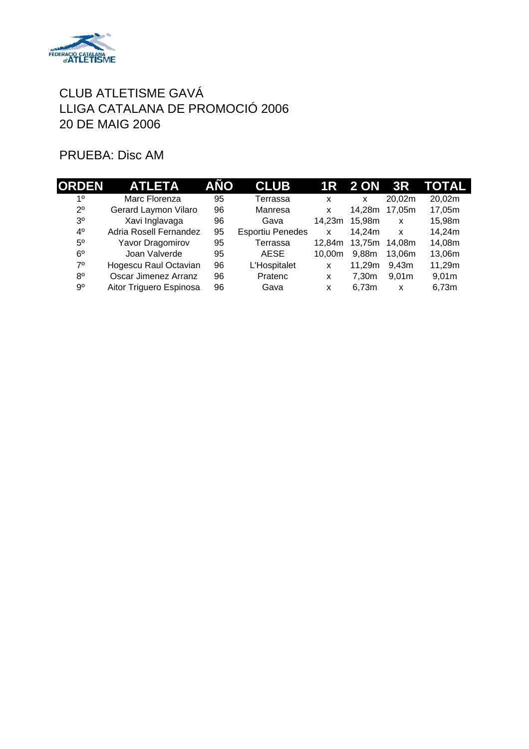CLUB ATLETISME GAVÁ
LLIGA CATALANA DE PROMOCIÓ 2006
20 DE MAIG 2006

PRUEBA: Disc AM

| ORDEN | ATLETA | AÑO | CLUB | 1R | 2 ON | 3R | TOTAL |
|---|---|---|---|---|---|---|---|
| 1º | Marc Florenza | 95 | Terrassa | x | x | 20,02m | 20,02m |
| 2º | Gerard Laymon Vilaro | 96 | Manresa | x | 14,28m | 17,05m | 17,05m |
| 3º | Xavi Inglavaga | 96 | Gava | 14,23m | 15,98m | x | 15,98m |
| 4º | Adria Rosell Fernandez | 95 | Esportiu Penedes | x | 14,24m | x | 14,24m |
| 5º | Yavor Dragomirov | 95 | Terrassa | 12,84m | 13,75m | 14,08m | 14,08m |
| 6º | Joan Valverde | 95 | AESE | 10,00m | 9,88m | 13,06m | 13,06m |
| 7º | Hogescu Raul Octavian | 96 | L'Hospitalet | x | 11,29m | 9,43m | 11,29m |
| 8º | Oscar Jimenez Arranz | 96 | Pratenc | x | 7,30m | 9,01m | 9,01m |
| 9º | Aitor Triguero Espinosa | 96 | Gava | x | 6,73m | x | 6,73m |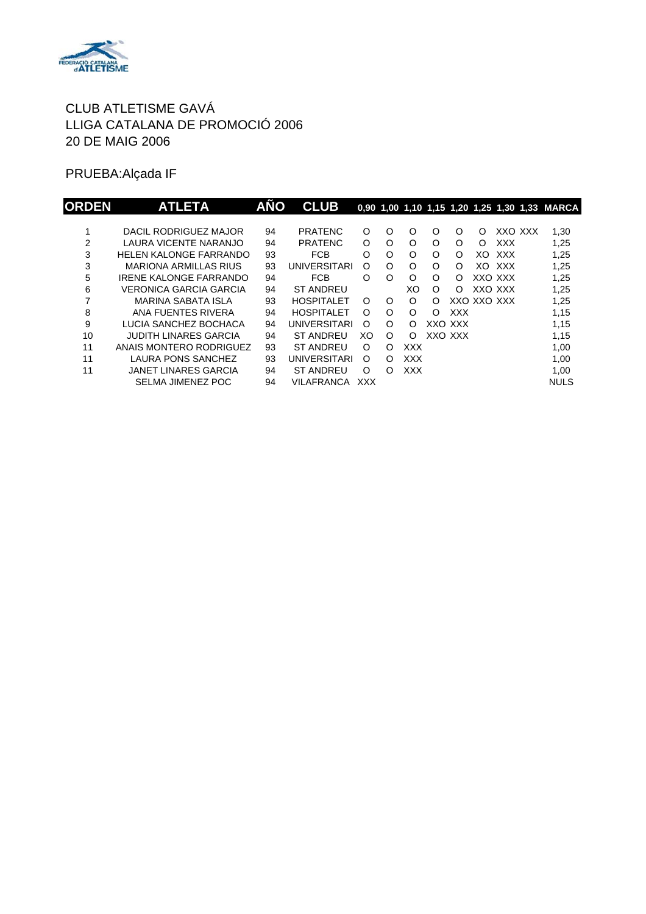CLUB ATLETISME GAVÁ
LLIGA CATALANA DE PROMOCIÓ 2006
20 DE MAIG 2006

PRUEBA:Alçada IF

| ORDEN | ATLETA | AÑO | CLUB | 0,90 | 1,00 | 1,10 | 1,15 | 1,20 | 1,25 | 1,30 | 1,33 | MARCA |
|---|---|---|---|---|---|---|---|---|---|---|---|---|
| 1 | DACIL RODRIGUEZ MAJOR | 94 | PRATENC | O | O | O | O | O | O | XXO | XXX | 1,30 |
| 2 | LAURA VICENTE NARANJO | 94 | PRATENC | O | O | O | O | O | O | XXX | | 1,25 |
| 3 | HELEN KALONGE FARRANDO | 93 | FCB | O | O | O | O | O | XO | XXX | | 1,25 |
| 3 | MARIONA ARMILLAS RIUS | 93 | UNIVERSITARI | O | O | O | O | O | XO | XXX | | 1,25 |
| 5 | IRENE KALONGE FARRANDO | 94 | FCB | O | O | O | O | O | XXO | XXX | | 1,25 |
| 6 | VERONICA GARCIA GARCIA | 94 | ST ANDREU | | | XO | O | O | XXO | XXX | | 1,25 |
| 7 | MARINA SABATA ISLA | 93 | HOSPITALET | O | O | O | O | XXO | XXO | XXX | | 1,25 |
| 8 | ANA FUENTES RIVERA | 94 | HOSPITALET | O | O | O | O | XXX | | | | 1,15 |
| 9 | LUCIA SANCHEZ BOCHACA | 94 | UNIVERSITARI | O | O | O | XXO | XXX | | | | 1,15 |
| 10 | JUDITH LINARES GARCIA | 94 | ST ANDREU | XO | O | O | XXO | XXX | | | | 1,15 |
| 11 | ANAIS MONTERO RODRIGUEZ | 93 | ST ANDREU | O | O | XXX | | | | | | 1,00 |
| 11 | LAURA PONS SANCHEZ | 93 | UNIVERSITARI | O | O | XXX | | | | | | 1,00 |
| 11 | JANET LINARES GARCIA | 94 | ST ANDREU | O | O | XXX | | | | | | 1,00 |
| | SELMA JIMENEZ POC | 94 | VILAFRANCA | XXX | | | | | | | | NULS |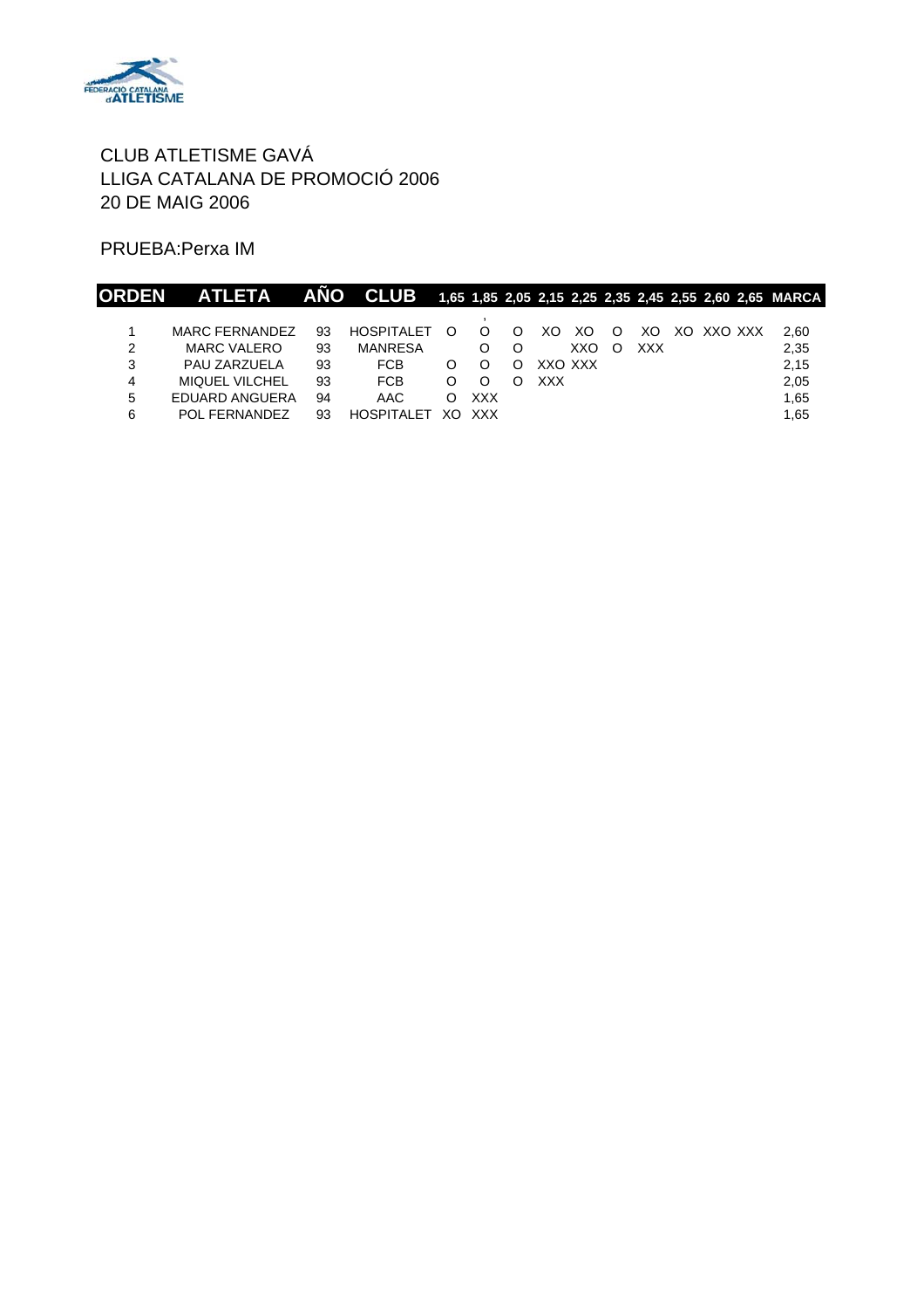CLUB ATLETISME GAVÁ
LLIGA CATALANA DE PROMOCIÓ 2006
20 DE MAIG 2006

PRUEBA:Perxa IM

| ORDEN | ATLETA | AÑO | CLUB | 1,65 | 1,85 | 2,05 | 2,15 | 2,25 | 2,35 | 2,45 | 2,55 | 2,60 | 2,65 | MARCA |
|---|---|---|---|---|---|---|---|---|---|---|---|---|---|---|
| 1 | MARC FERNANDEZ | 93 | HOSPITALET | O | O | O | XO | XO | O | XO | XO | XXO | XXX | 2,60 |
| 2 | MARC VALERO | 93 | MANRESA | | O | O | | XXO | O | XXX | | | | 2,35 |
| 3 | PAU ZARZUELA | 93 | FCB | O | O | O | XXO | XXX | | | | | | 2,15 |
| 4 | MIQUEL VILCHEL | 93 | FCB | O | O | O | XXX | | | | | | | 2,05 |
| 5 | EDUARD ANGUERA | 94 | AAC | O | XXX | | | | | | | | | 1,65 |
| 6 | POL FERNANDEZ | 93 | HOSPITALET | XO | XXX | | | | | | | | | 1,65 |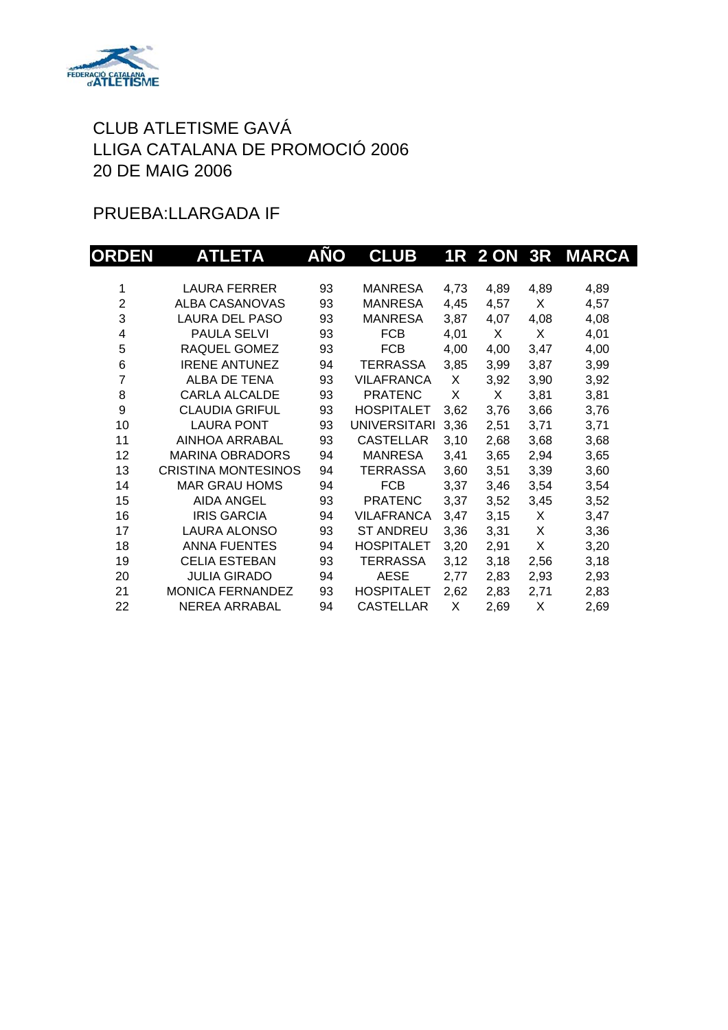CLUB ATLETISME GAVÁ
LLIGA CATALANA DE PROMOCIÓ 2006
20 DE MAIG 2006

PRUEBA:LLARGADA IF

| ORDEN | ATLETA | AÑO | CLUB | 1R | 2 ON | 3R | MARCA |
|---|---|---|---|---|---|---|---|
| 1 | LAURA FERRER | 93 | MANRESA | 4,73 | 4,89 | 4,89 | 4,89 |
| 2 | ALBA CASANOVAS | 93 | MANRESA | 4,45 | 4,57 | X | 4,57 |
| 3 | LAURA DEL PASO | 93 | MANRESA | 3,87 | 4,07 | 4,08 | 4,08 |
| 4 | PAULA SELVI | 93 | FCB | 4,01 | X | X | 4,01 |
| 5 | RAQUEL GOMEZ | 93 | FCB | 4,00 | 4,00 | 3,47 | 4,00 |
| 6 | IRENE ANTUNEZ | 94 | TERRASSA | 3,85 | 3,99 | 3,87 | 3,99 |
| 7 | ALBA DE TENA | 93 | VILAFRANCA | X | 3,92 | 3,90 | 3,92 |
| 8 | CARLA ALCALDE | 93 | PRATENC | X | X | 3,81 | 3,81 |
| 9 | CLAUDIA GRIFUL | 93 | HOSPITALET | 3,62 | 3,76 | 3,66 | 3,76 |
| 10 | LAURA PONT | 93 | UNIVERSITARI | 3,36 | 2,51 | 3,71 | 3,71 |
| 11 | AINHOA ARRABAL | 93 | CASTELLAR | 3,10 | 2,68 | 3,68 | 3,68 |
| 12 | MARINA OBRADORS | 94 | MANRESA | 3,41 | 3,65 | 2,94 | 3,65 |
| 13 | CRISTINA MONTESINOS | 94 | TERRASSA | 3,60 | 3,51 | 3,39 | 3,60 |
| 14 | MAR GRAU HOMS | 94 | FCB | 3,37 | 3,46 | 3,54 | 3,54 |
| 15 | AIDA ANGEL | 93 | PRATENC | 3,37 | 3,52 | 3,45 | 3,52 |
| 16 | IRIS GARCIA | 94 | VILAFRANCA | 3,47 | 3,15 | X | 3,47 |
| 17 | LAURA ALONSO | 93 | ST ANDREU | 3,36 | 3,31 | X | 3,36 |
| 18 | ANNA FUENTES | 94 | HOSPITALET | 3,20 | 2,91 | X | 3,20 |
| 19 | CELIA ESTEBAN | 93 | TERRASSA | 3,12 | 3,18 | 2,56 | 3,18 |
| 20 | JULIA GIRADO | 94 | AESE | 2,77 | 2,83 | 2,93 | 2,93 |
| 21 | MONICA FERNANDEZ | 93 | HOSPITALET | 2,62 | 2,83 | 2,71 | 2,83 |
| 22 | NEREA ARRABAL | 94 | CASTELLAR | X | 2,69 | X | 2,69 |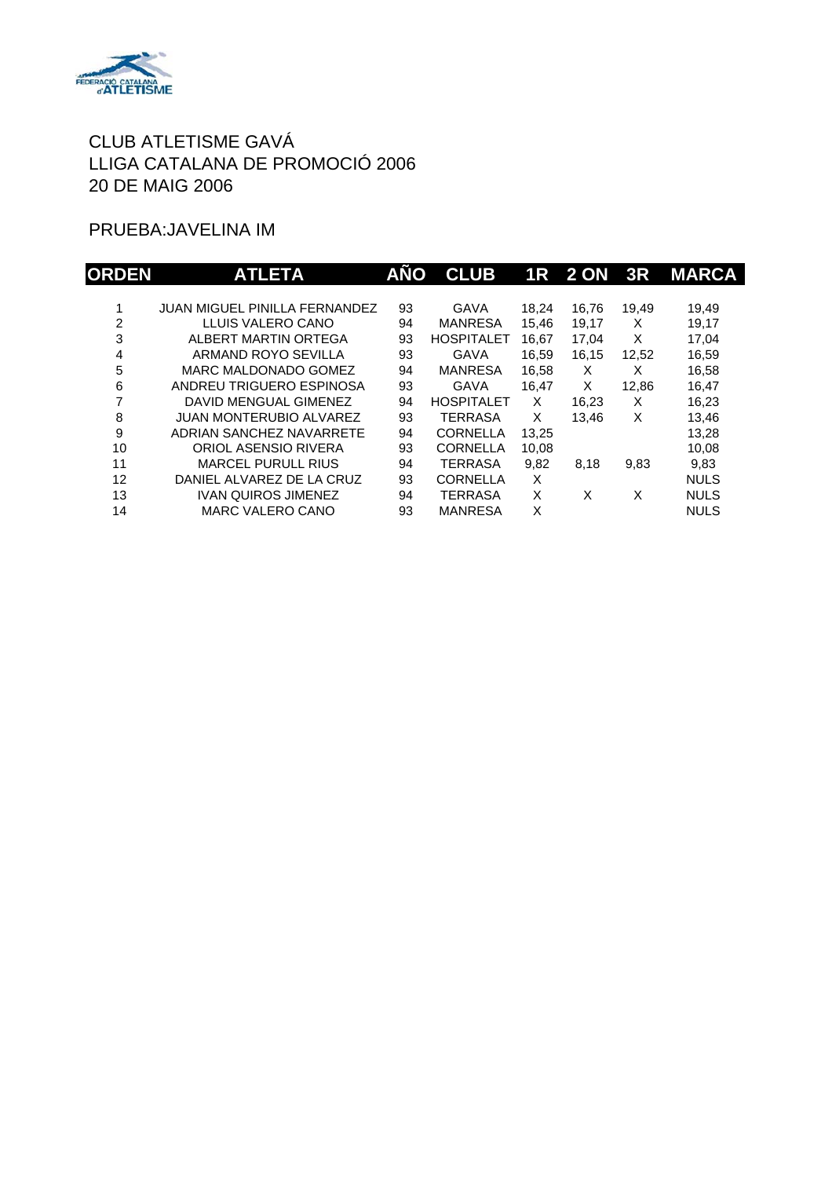CLUB ATLETISME GAVÁ
LLIGA CATALANA DE PROMOCIÓ 2006
20 DE MAIG 2006

PRUEBA:JAVELINA IM

| ORDEN | ATLETA | AÑO | CLUB | 1R | 2 ON | 3R | MARCA |
|---|---|---|---|---|---|---|---|
| 1 | JUAN MIGUEL PINILLA FERNANDEZ | 93 | GAVA | 18,24 | 16,76 | 19,49 | 19,49 |
| 2 | LLUIS VALERO CANO | 94 | MANRESA | 15,46 | 19,17 | X | 19,17 |
| 3 | ALBERT MARTIN ORTEGA | 93 | HOSPITALET | 16,67 | 17,04 | X | 17,04 |
| 4 | ARMAND ROYO SEVILLA | 93 | GAVA | 16,59 | 16,15 | 12,52 | 16,59 |
| 5 | MARC MALDONADO GOMEZ | 94 | MANRESA | 16,58 | X | X | 16,58 |
| 6 | ANDREU TRIGUERO ESPINOSA | 93 | GAVA | 16,47 | X | 12,86 | 16,47 |
| 7 | DAVID MENGUAL GIMENEZ | 94 | HOSPITALET | X | 16,23 | X | 16,23 |
| 8 | JUAN MONTERUBIO ALVAREZ | 93 | TERRASA | X | 13,46 | X | 13,46 |
| 9 | ADRIAN SANCHEZ NAVARRETE | 94 | CORNELLA | 13,25 | | | 13,28 |
| 10 | ORIOL ASENSIO RIVERA | 93 | CORNELLA | 10,08 | | | 10,08 |
| 11 | MARCEL PURULL RIUS | 94 | TERRASA | 9,82 | 8,18 | 9,83 | 9,83 |
| 12 | DANIEL ALVAREZ DE LA CRUZ | 93 | CORNELLA | X | | | NULS |
| 13 | IVAN QUIROS JIMENEZ | 94 | TERRASA | X | X | X | NULS |
| 14 | MARC VALERO CANO | 93 | MANRESA | X | | | NULS |